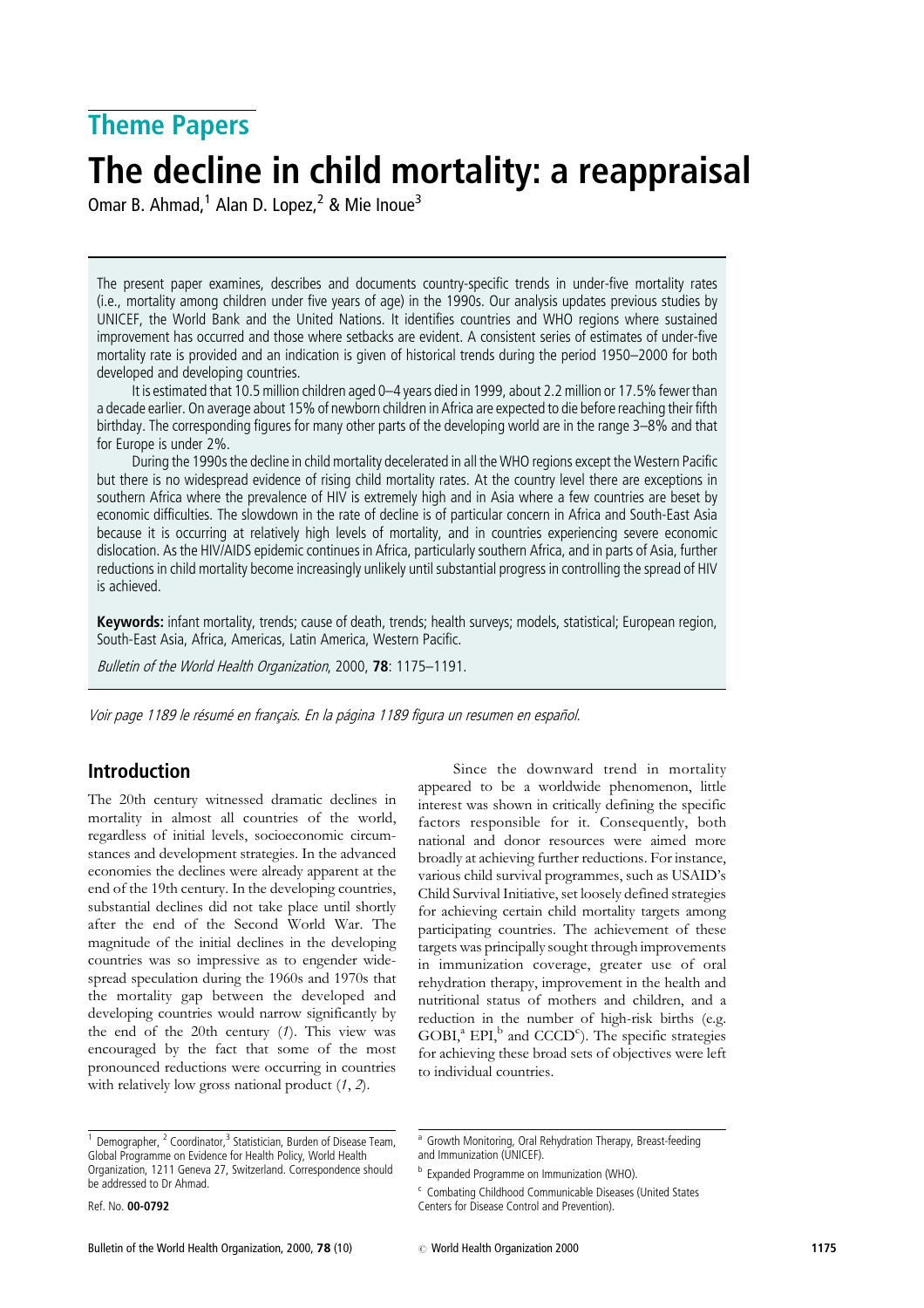## Theme Papers

# The decline in child mortality: a reappraisal

Omar B. Ahmad,[1] Alan D. Lopez,[2] & Mie Inoue[3]

The present paper examines, describes and documents country-specific trends in under-five mortality rates (i.e., mortality among children under five years of age) in the 1990s. Our analysis updates previous studies by UNICEF, the World Bank and the United Nations. It identifies countries and WHO regions where sustained improvement has occurred and those where setbacks are evident. A consistent series of estimates of under-five mortality rate is provided and an indication is given of historical trends during the period 1950–2000 for both developed and developing countries.

It is estimated that 10.5 million children aged 0–4 years died in 1999, about 2.2 million or 17.5% fewer than a decade earlier. On average about 15% of newborn children in Africa are expected to die before reaching their fifth birthday. The corresponding figures for many other parts of the developing world are in the range 3–8% and that for Europe is under 2%.

During the 1990s the decline in child mortality decelerated in all the WHO regions except the Western Pacific but there is no widespread evidence of rising child mortality rates. At the country level there are exceptions in southern Africa where the prevalence of HIV is extremely high and in Asia where a few countries are beset by economic difficulties. The slowdown in the rate of decline is of particular concern in Africa and South-East Asia because it is occurring at relatively high levels of mortality, and in countries experiencing severe economic dislocation. As the HIV/AIDS epidemic continues in Africa, particularly southern Africa, and in parts of Asia, further reductions in child mortality become increasingly unlikely until substantial progress in controlling the spread of HIV is achieved.

**Keywords:** infant mortality, trends; cause of death, trends; health surveys; models, statistical; European region, South-East Asia, Africa, Americas, Latin America, Western Pacific.

*Bulletin of the World Health Organization*, 2000, **78**: 1175–1191.

*Voir page 1189 le résumé en français. En la página 1189 figura un resumen en español.*

## Introduction

The 20th century witnessed dramatic declines in mortality in almost all countries of the world, regardless of initial levels, socioeconomic circumstances and development strategies. In the advanced economies the declines were already apparent at the end of the 19th century. In the developing countries, substantial declines did not take place until shortly after the end of the Second World War. The magnitude of the initial declines in the developing countries was so impressive as to engender widespread speculation during the 1960s and 1970s that the mortality gap between the developed and developing countries would narrow significantly by the end of the 20th century (*1*). This view was encouraged by the fact that some of the most pronounced reductions were occurring in countries with relatively low gross national product (*1*, *2*).

Since the downward trend in mortality appeared to be a worldwide phenomenon, little interest was shown in critically defining the specific factors responsible for it. Consequently, both national and donor resources were aimed more broadly at achieving further reductions. For instance, various child survival programmes, such as USAID's Child Survival Initiative, set loosely defined strategies for achieving certain child mortality targets among participating countries. The achievement of these targets was principally sought through improvements in immunization coverage, greater use of oral rehydration therapy, improvement in the health and nutritional status of mothers and children, and a reduction in the number of high-risk births (e.g. GOBI,[a] EPI,[b] and CCCD[c]). The specific strategies for achieving these broad sets of objectives were left to individual countries.

---

[1] Demographer, [2] Coordinator, [3] Statistician, Burden of Disease Team, Global Programme on Evidence for Health Policy, World Health Organization, 1211 Geneva 27, Switzerland. Correspondence should be addressed to Dr Ahmad.

Ref. No. **00-0792**

[a] Growth Monitoring, Oral Rehydration Therapy, Breast-feeding and Immunization (UNICEF).

[b] Expanded Programme on Immunization (WHO).

[c] Combating Childhood Communicable Diseases (United States Centers for Disease Control and Prevention).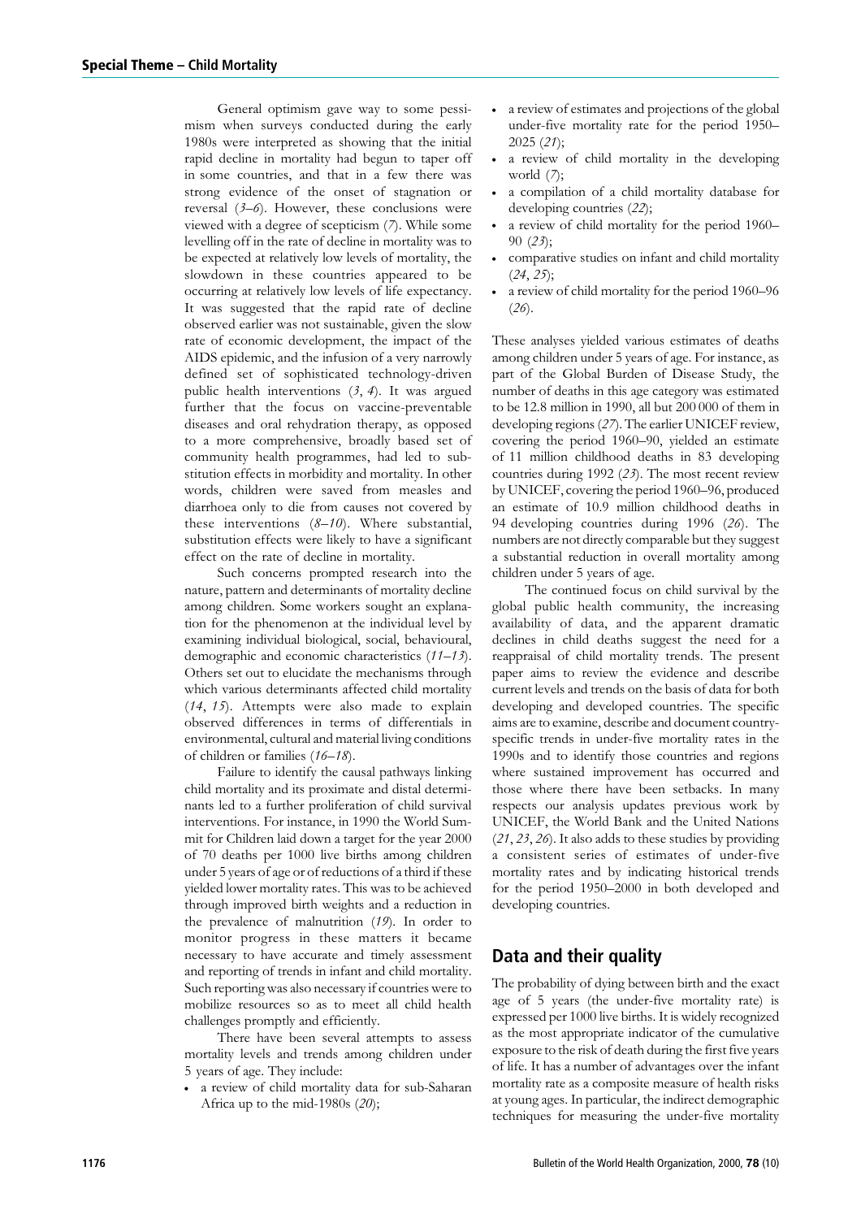General optimism gave way to some pessimism when surveys conducted during the early 1980s were interpreted as showing that the initial rapid decline in mortality had begun to taper off in some countries, and that in a few there was strong evidence of the onset of stagnation or reversal (*3–6*). However, these conclusions were viewed with a degree of scepticism (*7*). While some levelling off in the rate of decline in mortality was to be expected at relatively low levels of mortality, the slowdown in these countries appeared to be occurring at relatively low levels of life expectancy. It was suggested that the rapid rate of decline observed earlier was not sustainable, given the slow rate of economic development, the impact of the AIDS epidemic, and the infusion of a very narrowly defined set of sophisticated technology-driven public health interventions (*3*, *4*). It was argued further that the focus on vaccine-preventable diseases and oral rehydration therapy, as opposed to a more comprehensive, broadly based set of community health programmes, had led to substitution effects in morbidity and mortality. In other words, children were saved from measles and diarrhoea only to die from causes not covered by these interventions (*8–10*). Where substantial, substitution effects were likely to have a significant effect on the rate of decline in mortality.

Such concerns prompted research into the nature, pattern and determinants of mortality decline among children. Some workers sought an explanation for the phenomenon at the individual level by examining individual biological, social, behavioural, demographic and economic characteristics (*11–13*). Others set out to elucidate the mechanisms through which various determinants affected child mortality (*14*, *15*). Attempts were also made to explain observed differences in terms of differentials in environmental, cultural and material living conditions of children or families (*16–18*).

Failure to identify the causal pathways linking child mortality and its proximate and distal determinants led to a further proliferation of child survival interventions. For instance, in 1990 the World Summit for Children laid down a target for the year 2000 of 70 deaths per 1000 live births among children under 5 years of age or of reductions of a third if these yielded lower mortality rates. This was to be achieved through improved birth weights and a reduction in the prevalence of malnutrition (*19*). In order to monitor progress in these matters it became necessary to have accurate and timely assessment and reporting of trends in infant and child mortality. Such reporting was also necessary if countries were to mobilize resources so as to meet all child health challenges promptly and efficiently.

There have been several attempts to assess mortality levels and trends among children under 5 years of age. They include:

- a review of child mortality data for sub-Saharan Africa up to the mid-1980s (*20*);
- a review of estimates and projections of the global under-five mortality rate for the period 1950–2025 (*21*);
- a review of child mortality in the developing world (*7*);
- a compilation of a child mortality database for developing countries (*22*);
- a review of child mortality for the period 1960–90 (*23*);
- comparative studies on infant and child mortality (*24*, *25*);
- a review of child mortality for the period 1960–96 (*26*).

These analyses yielded various estimates of deaths among children under 5 years of age. For instance, as part of the Global Burden of Disease Study, the number of deaths in this age category was estimated to be 12.8 million in 1990, all but 200 000 of them in developing regions (*27*). The earlier UNICEF review, covering the period 1960–90, yielded an estimate of 11 million childhood deaths in 83 developing countries during 1992 (*23*). The most recent review by UNICEF, covering the period 1960–96, produced an estimate of 10.9 million childhood deaths in 94 developing countries during 1996 (*26*). The numbers are not directly comparable but they suggest a substantial reduction in overall mortality among children under 5 years of age.

The continued focus on child survival by the global public health community, the increasing availability of data, and the apparent dramatic declines in child deaths suggest the need for a reappraisal of child mortality trends. The present paper aims to review the evidence and describe current levels and trends on the basis of data for both developing and developed countries. The specific aims are to examine, describe and document country-specific trends in under-five mortality rates in the 1990s and to identify those countries and regions where sustained improvement has occurred and those where there have been setbacks. In many respects our analysis updates previous work by UNICEF, the World Bank and the United Nations (*21*, *23*, *26*). It also adds to these studies by providing a consistent series of estimates of under-five mortality rates and by indicating historical trends for the period 1950–2000 in both developed and developing countries.

## Data and their quality

The probability of dying between birth and the exact age of 5 years (the under-five mortality rate) is expressed per 1000 live births. It is widely recognized as the most appropriate indicator of the cumulative exposure to the risk of death during the first five years of life. It has a number of advantages over the infant mortality rate as a composite measure of health risks at young ages. In particular, the indirect demographic techniques for measuring the under-five mortality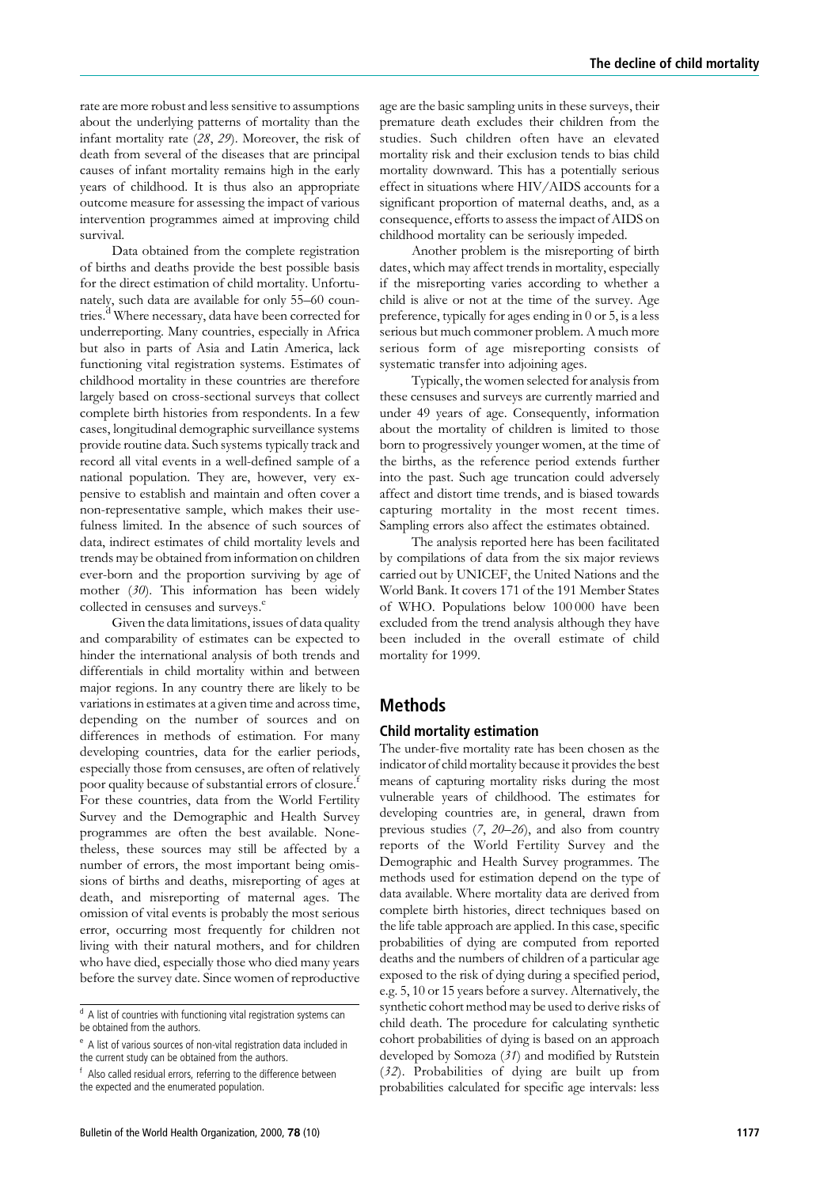rate are more robust and less sensitive to assumptions about the underlying patterns of mortality than the infant mortality rate (*28*, *29*). Moreover, the risk of death from several of the diseases that are principal causes of infant mortality remains high in the early years of childhood. It is thus also an appropriate outcome measure for assessing the impact of various intervention programmes aimed at improving child survival.

Data obtained from the complete registration of births and deaths provide the best possible basis for the direct estimation of child mortality. Unfortunately, such data are available for only 55–60 countries.[d] Where necessary, data have been corrected for underreporting. Many countries, especially in Africa but also in parts of Asia and Latin America, lack functioning vital registration systems. Estimates of childhood mortality in these countries are therefore largely based on cross-sectional surveys that collect complete birth histories from respondents. In a few cases, longitudinal demographic surveillance systems provide routine data. Such systems typically track and record all vital events in a well-defined sample of a national population. They are, however, very expensive to establish and maintain and often cover a non-representative sample, which makes their usefulness limited. In the absence of such sources of data, indirect estimates of child mortality levels and trends may be obtained from information on children ever-born and the proportion surviving by age of mother (*30*). This information has been widely collected in censuses and surveys.[e]

Given the data limitations, issues of data quality and comparability of estimates can be expected to hinder the international analysis of both trends and differentials in child mortality within and between major regions. In any country there are likely to be variations in estimates at a given time and across time, depending on the number of sources and on differences in methods of estimation. For many developing countries, data for the earlier periods, especially those from censuses, are often of relatively poor quality because of substantial errors of closure.[f] For these countries, data from the World Fertility Survey and the Demographic and Health Survey programmes are often the best available. Nonetheless, these sources may still be affected by a number of errors, the most important being omissions of births and deaths, misreporting of ages at death, and misreporting of maternal ages. The omission of vital events is probably the most serious error, occurring most frequently for children not living with their natural mothers, and for children who have died, especially those who died many years before the survey date. Since women of reproductive age are the basic sampling units in these surveys, their premature death excludes their children from the studies. Such children often have an elevated mortality risk and their exclusion tends to bias child mortality downward. This has a potentially serious effect in situations where HIV/AIDS accounts for a significant proportion of maternal deaths, and, as a consequence, efforts to assess the impact of AIDS on childhood mortality can be seriously impeded.

Another problem is the misreporting of birth dates, which may affect trends in mortality, especially if the misreporting varies according to whether a child is alive or not at the time of the survey. Age preference, typically for ages ending in 0 or 5, is a less serious but much commoner problem. A much more serious form of age misreporting consists of systematic transfer into adjoining ages.

Typically, the women selected for analysis from these censuses and surveys are currently married and under 49 years of age. Consequently, information about the mortality of children is limited to those born to progressively younger women, at the time of the births, as the reference period extends further into the past. Such age truncation could adversely affect and distort time trends, and is biased towards capturing mortality in the most recent times. Sampling errors also affect the estimates obtained.

The analysis reported here has been facilitated by compilations of data from the six major reviews carried out by UNICEF, the United Nations and the World Bank. It covers 171 of the 191 Member States of WHO. Populations below 100 000 have been excluded from the trend analysis although they have been included in the overall estimate of child mortality for 1999.

## Methods

### Child mortality estimation

The under-five mortality rate has been chosen as the indicator of child mortality because it provides the best means of capturing mortality risks during the most vulnerable years of childhood. The estimates for developing countries are, in general, drawn from previous studies (*7*, *20–26*), and also from country reports of the World Fertility Survey and the Demographic and Health Survey programmes. The methods used for estimation depend on the type of data available. Where mortality data are derived from complete birth histories, direct techniques based on the life table approach are applied. In this case, specific probabilities of dying are computed from reported deaths and the numbers of children of a particular age exposed to the risk of dying during a specified period, e.g. 5, 10 or 15 years before a survey. Alternatively, the synthetic cohort method may be used to derive risks of child death. The procedure for calculating synthetic cohort probabilities of dying is based on an approach developed by Somoza (*31*) and modified by Rutstein (*32*). Probabilities of dying are built up from probabilities calculated for specific age intervals: less

[d] A list of countries with functioning vital registration systems can be obtained from the authors.

[e] A list of various sources of non-vital registration data included in the current study can be obtained from the authors.

[f] Also called residual errors, referring to the difference between the expected and the enumerated population.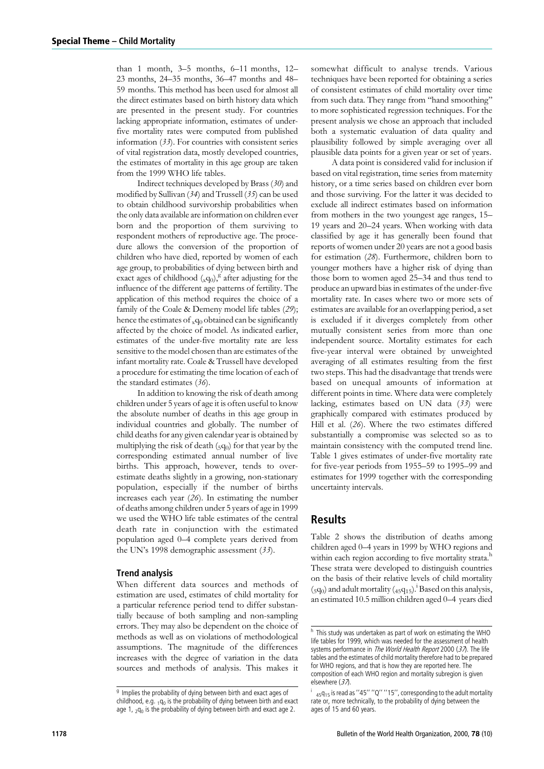than 1 month, 3–5 months, 6–11 months, 12–23 months, 24–35 months, 36–47 months and 48–59 months. This method has been used for almost all the direct estimates based on birth history data which are presented in the present study. For countries lacking appropriate information, estimates of under-five mortality rates were computed from published information (*33*). For countries with consistent series of vital registration data, mostly developed countries, the estimates of mortality in this age group are taken from the 1999 WHO life tables.

Indirect techniques developed by Brass (*30*) and modified by Sullivan (*34*) and Trussell (*35*) can be used to obtain childhood survivorship probabilities when the only data available are information on children ever born and the proportion of them surviving to respondent mothers of reproductive age. The procedure allows the conversion of the proportion of children who have died, reported by women of each age group, to probabilities of dying between birth and exact ages of childhood ($_xq_0$),[g] after adjusting for the influence of the different age patterns of fertility. The application of this method requires the choice of a family of the Coale & Demeny model life tables (*29*); hence the estimates of $_xq_0$ obtained can be significantly affected by the choice of model. As indicated earlier, estimates of the under-five mortality rate are less sensitive to the model chosen than are estimates of the infant mortality rate. Coale & Trussell have developed a procedure for estimating the time location of each of the standard estimates (*36*).

In addition to knowing the risk of death among children under 5 years of age it is often useful to know the absolute number of deaths in this age group in individual countries and globally. The number of child deaths for any given calendar year is obtained by multiplying the risk of death ($_5q_0$) for that year by the corresponding estimated annual number of live births. This approach, however, tends to overestimate deaths slightly in a growing, non-stationary population, especially if the number of births increases each year (*26*). In estimating the number of deaths among children under 5 years of age in 1999 we used the WHO life table estimates of the central death rate in conjunction with the estimated population aged 0–4 complete years derived from the UN's 1998 demographic assessment (*33*).

### Trend analysis

When different data sources and methods of estimation are used, estimates of child mortality for a particular reference period tend to differ substantially because of both sampling and non-sampling errors. They may also be dependent on the choice of methods as well as on violations of methodological assumptions. The magnitude of the differences increases with the degree of variation in the data sources and methods of analysis. This makes it somewhat difficult to analyse trends. Various techniques have been reported for obtaining a series of consistent estimates of child mortality over time from such data. They range from "hand smoothing" to more sophisticated regression techniques. For the present analysis we chose an approach that included both a systematic evaluation of data quality and plausibility followed by simple averaging over all plausible data points for a given year or set of years.

A data point is considered valid for inclusion if based on vital registration, time series from maternity history, or a time series based on children ever born and those surviving. For the latter it was decided to exclude all indirect estimates based on information from mothers in the two youngest age ranges, 15–19 years and 20–24 years. When working with data classified by age it has generally been found that reports of women under 20 years are not a good basis for estimation (*28*). Furthermore, children born to younger mothers have a higher risk of dying than those born to women aged 25–34 and thus tend to produce an upward bias in estimates of the under-five mortality rate. In cases where two or more sets of estimates are available for an overlapping period, a set is excluded if it diverges completely from other mutually consistent series from more than one independent source. Mortality estimates for each five-year interval were obtained by unweighted averaging of all estimates resulting from the first two steps. This had the disadvantage that trends were based on unequal amounts of information at different points in time. Where data were completely lacking, estimates based on UN data (*33*) were graphically compared with estimates produced by Hill et al. (*26*). Where the two estimates differed substantially a compromise was selected so as to maintain consistency with the computed trend line. Table 1 gives estimates of under-five mortality rate for five-year periods from 1955–59 to 1995–99 and estimates for 1999 together with the corresponding uncertainty intervals.

## Results

Table 2 shows the distribution of deaths among children aged 0–4 years in 1999 by WHO regions and within each region according to five mortality strata.[h] These strata were developed to distinguish countries on the basis of their relative levels of child mortality ($_5q_0$) and adult mortality ($_{45}q_{15}$).[i] Based on this analysis, an estimated 10.5 million children aged 0–4 years died

---

[g] Implies the probability of dying between birth and exact ages of childhood, e.g. $_1q_0$ is the probability of dying between birth and exact age 1, $_2q_0$ is the probability of dying between birth and exact age 2.

[h] This study was undertaken as part of work on estimating the WHO life tables for 1999, which was needed for the assessment of health systems performance in *The World Health Report* 2000 (*37*). The life tables and the estimates of child mortality therefore had to be prepared for WHO regions, and that is how they are reported here. The composition of each WHO region and mortality subregion is given elsewhere (*37*).

[i] $_{45}q_{15}$ is read as ''45'' ''Q'' ''15'', corresponding to the adult mortality rate or, more technically, to the probability of dying between the ages of 15 and 60 years.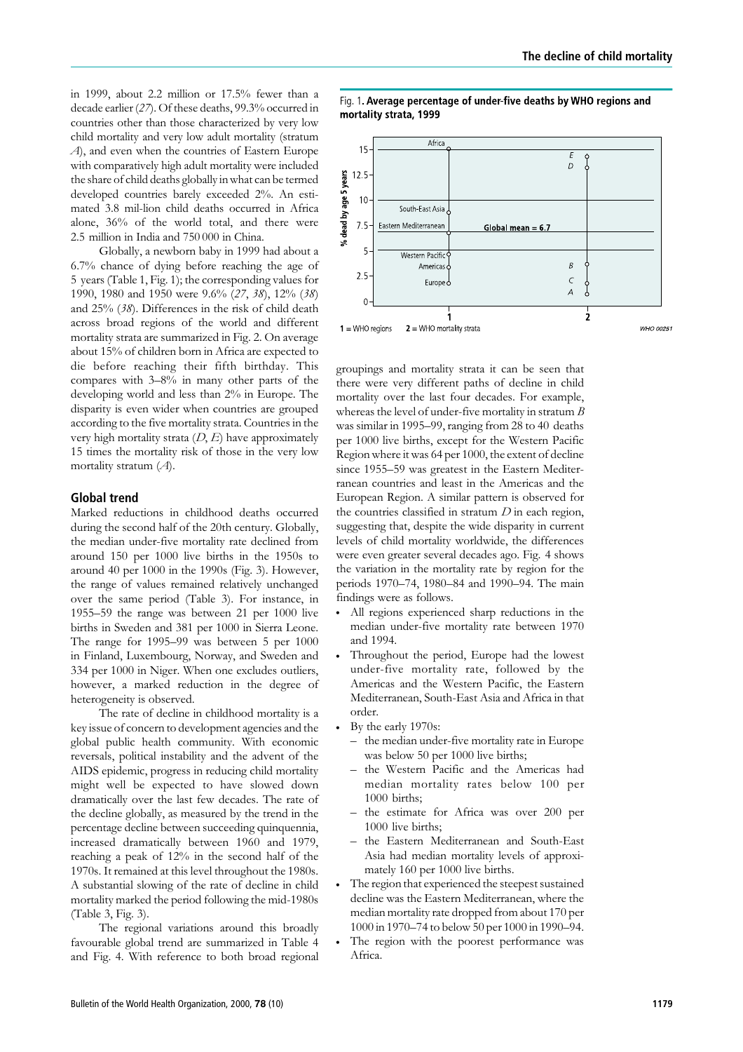in 1999, about 2.2 million or 17.5% fewer than a decade earlier (*27*). Of these deaths, 99.3% occurred in countries other than those characterized by very low child mortality and very low adult mortality (stratum *A*), and even when the countries of Eastern Europe with comparatively high adult mortality were included the share of child deaths globally in what can be termed developed countries barely exceeded 2%. An estimated 3.8 mil-lion child deaths occurred in Africa alone, 36% of the world total, and there were 2.5 million in India and 750 000 in China.

Globally, a newborn baby in 1999 had about a 6.7% chance of dying before reaching the age of 5 years (Table 1, Fig. 1); the corresponding values for 1990, 1980 and 1950 were 9.6% (*27*, *38*), 12% (*38*) and 25% (*38*). Differences in the risk of child death across broad regions of the world and different mortality strata are summarized in Fig. 2. On average about 15% of children born in Africa are expected to die before reaching their fifth birthday. This compares with 3–8% in many other parts of the developing world and less than 2% in Europe. The disparity is even wider when countries are grouped according to the five mortality strata. Countries in the very high mortality strata (*D*, *E*) have approximately 15 times the mortality risk of those in the very low mortality stratum (*A*).

## Global trend

Marked reductions in childhood deaths occurred during the second half of the 20th century. Globally, the median under-five mortality rate declined from around 150 per 1000 live births in the 1950s to around 40 per 1000 in the 1990s (Fig. 3). However, the range of values remained relatively unchanged over the same period (Table 3). For instance, in 1955–59 the range was between 21 per 1000 live births in Sweden and 381 per 1000 in Sierra Leone. The range for 1995–99 was between 5 per 1000 in Finland, Luxembourg, Norway, and Sweden and 334 per 1000 in Niger. When one excludes outliers, however, a marked reduction in the degree of heterogeneity is observed.

The rate of decline in childhood mortality is a key issue of concern to development agencies and the global public health community. With economic reversals, political instability and the advent of the AIDS epidemic, progress in reducing child mortality might well be expected to have slowed down dramatically over the last few decades. The rate of the decline globally, as measured by the trend in the percentage decline between succeeding quinquennia, increased dramatically between 1960 and 1979, reaching a peak of 12% in the second half of the 1970s. It remained at this level throughout the 1980s. A substantial slowing of the rate of decline in child mortality marked the period following the mid-1980s (Table 3, Fig. 3).

The regional variations around this broadly favourable global trend are summarized in Table 4 and Fig. 4. With reference to both broad regional groupings and mortality strata it can be seen that there were very different paths of decline in child mortality over the last four decades. For example, whereas the level of under-five mortality in stratum *B* was similar in 1995–99, ranging from 28 to 40 deaths per 1000 live births, except for the Western Pacific Region where it was 64 per 1000, the extent of decline since 1955–59 was greatest in the Eastern Mediterranean countries and least in the Americas and the European Region. A similar pattern is observed for the countries classified in stratum *D* in each region, suggesting that, despite the wide disparity in current levels of child mortality worldwide, the differences were even greater several decades ago. Fig. 4 shows the variation in the mortality rate by region for the periods 1970–74, 1980–84 and 1990–94. The main findings were as follows.

- All regions experienced sharp reductions in the median under-five mortality rate between 1970 and 1994.
- Throughout the period, Europe had the lowest under-five mortality rate, followed by the Americas and the Western Pacific, the Eastern Mediterranean, South-East Asia and Africa in that order.
- By the early 1970s:
  - the median under-five mortality rate in Europe was below 50 per 1000 live births;
  - the Western Pacific and the Americas had median mortality rates below 100 per 1000 births;
  - the estimate for Africa was over 200 per 1000 live births;
  - the Eastern Mediterranean and South-East Asia had median mortality levels of approximately 160 per 1000 live births.
- The region that experienced the steepest sustained decline was the Eastern Mediterranean, where the median mortality rate dropped from about 170 per 1000 in 1970–74 to below 50 per 1000 in 1990–94.
- The region with the poorest performance was Africa.

Fig. 1. **Average percentage of under-five deaths by WHO regions and mortality strata, 1999**

1 = WHO regions 2 = WHO mortality strata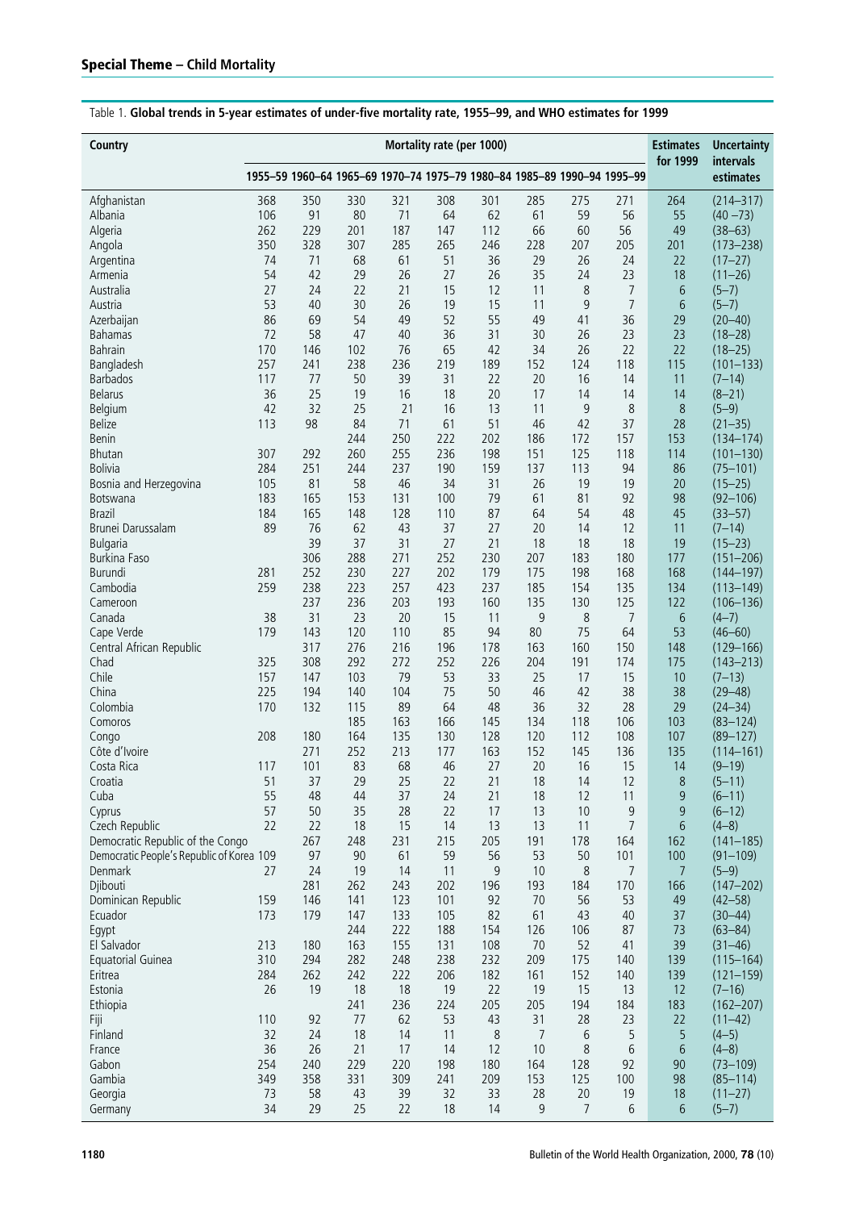Table 1. **Global trends in 5-year estimates of under-five mortality rate, 1955–99, and WHO estimates for 1999**

| Country | Mortality rate (per 1000) | | | | | | | | | Estimates for 1999 | Uncertainty intervals estimates |
|---|---|---|---|---|---|---|---|---|---|---|---|
| | 1955–59 | 1960–64 | 1965–69 | 1970–74 | 1975–79 | 1980–84 | 1985–89 | 1990–94 | 1995–99 | | |
| Afghanistan | 368 | 350 | 330 | 321 | 308 | 301 | 285 | 275 | 271 | 264 | (214–317) |
| Albania | 106 | 91 | 80 | 71 | 64 | 62 | 61 | 59 | 56 | 55 | (40 –73) |
| Algeria | 262 | 229 | 201 | 187 | 147 | 112 | 66 | 60 | 56 | 49 | (38–63) |
| Angola | 350 | 328 | 307 | 285 | 265 | 246 | 228 | 207 | 205 | 201 | (173–238) |
| Argentina | 74 | 71 | 68 | 61 | 51 | 36 | 29 | 26 | 24 | 22 | (17–27) |
| Armenia | 54 | 42 | 29 | 26 | 27 | 26 | 35 | 24 | 23 | 18 | (11–26) |
| Australia | 27 | 24 | 22 | 21 | 15 | 12 | 11 | 8 | 7 | 6 | (5–7) |
| Austria | 53 | 40 | 30 | 26 | 19 | 15 | 11 | 9 | 7 | 6 | (5–7) |
| Azerbaijan | 86 | 69 | 54 | 49 | 52 | 55 | 49 | 41 | 36 | 29 | (20–40) |
| Bahamas | 72 | 58 | 47 | 40 | 36 | 31 | 30 | 26 | 23 | 23 | (18–28) |
| Bahrain | 170 | 146 | 102 | 76 | 65 | 42 | 34 | 26 | 22 | 22 | (18–25) |
| Bangladesh | 257 | 241 | 238 | 236 | 219 | 189 | 152 | 124 | 118 | 115 | (101–133) |
| Barbados | 117 | 77 | 50 | 39 | 31 | 22 | 20 | 16 | 14 | 11 | (7–14) |
| Belarus | 36 | 25 | 19 | 16 | 18 | 20 | 17 | 14 | 14 | 14 | (8–21) |
| Belgium | 42 | 32 | 25 | 21 | 16 | 13 | 11 | 9 | 8 | 8 | (5–9) |
| Belize | 113 | 98 | 84 | 71 | 61 | 51 | 46 | 42 | 37 | 28 | (21–35) |
| Benin | | | 244 | 250 | 222 | 202 | 186 | 172 | 157 | 153 | (134–174) |
| Bhutan | 307 | 292 | 260 | 255 | 236 | 198 | 151 | 125 | 118 | 114 | (101–130) |
| Bolivia | 284 | 251 | 244 | 237 | 190 | 159 | 137 | 113 | 94 | 86 | (75–101) |
| Bosnia and Herzegovina | 105 | 81 | 58 | 46 | 34 | 31 | 26 | 19 | 19 | 20 | (15–25) |
| Botswana | 183 | 165 | 153 | 131 | 100 | 79 | 61 | 81 | 92 | 98 | (92–106) |
| Brazil | 184 | 165 | 148 | 128 | 110 | 87 | 64 | 54 | 48 | 45 | (33–57) |
| Brunei Darussalam | 89 | 76 | 62 | 43 | 37 | 27 | 20 | 14 | 12 | 11 | (7–14) |
| Bulgaria | | 39 | 37 | 31 | 27 | 21 | 18 | 18 | 18 | 19 | (15–23) |
| Burkina Faso | | 306 | 288 | 271 | 252 | 230 | 207 | 183 | 180 | 177 | (151–206) |
| Burundi | 281 | 252 | 230 | 227 | 202 | 179 | 175 | 198 | 168 | 168 | (144–197) |
| Cambodia | 259 | 238 | 223 | 257 | 423 | 237 | 185 | 154 | 135 | 134 | (113–149) |
| Cameroon | | 237 | 236 | 203 | 193 | 160 | 135 | 130 | 125 | 122 | (106–136) |
| Canada | 38 | 31 | 23 | 20 | 15 | 11 | 9 | 8 | 7 | 6 | (4–7) |
| Cape Verde | 179 | 143 | 120 | 110 | 85 | 94 | 80 | 75 | 64 | 53 | (46–60) |
| Central African Republic | | 317 | 276 | 216 | 196 | 178 | 163 | 160 | 150 | 148 | (129–166) |
| Chad | 325 | 308 | 292 | 272 | 252 | 226 | 204 | 191 | 174 | 175 | (143–213) |
| Chile | 157 | 147 | 103 | 79 | 53 | 33 | 25 | 17 | 15 | 10 | (7–13) |
| China | 225 | 194 | 140 | 104 | 75 | 50 | 46 | 42 | 38 | 38 | (29–48) |
| Colombia | 170 | 132 | 115 | 89 | 64 | 48 | 36 | 32 | 28 | 29 | (24–34) |
| Comoros | | | 185 | 163 | 166 | 145 | 134 | 118 | 106 | 103 | (83–124) |
| Congo | 208 | 180 | 164 | 135 | 130 | 128 | 120 | 112 | 108 | 107 | (89–127) |
| Côte d'Ivoire | | 271 | 252 | 213 | 177 | 163 | 152 | 145 | 136 | 135 | (114–161) |
| Costa Rica | 117 | 101 | 83 | 68 | 46 | 27 | 20 | 16 | 15 | 14 | (9–19) |
| Croatia | 51 | 37 | 29 | 25 | 22 | 21 | 18 | 14 | 12 | 8 | (5–11) |
| Cuba | 55 | 48 | 44 | 37 | 24 | 21 | 18 | 12 | 11 | 9 | (6–11) |
| Cyprus | 57 | 50 | 35 | 28 | 22 | 17 | 13 | 10 | 9 | 9 | (6–12) |
| Czech Republic | 22 | 22 | 18 | 15 | 14 | 13 | 13 | 11 | 7 | 6 | (4–8) |
| Democratic Republic of the Congo | | 267 | 248 | 231 | 215 | 205 | 191 | 178 | 164 | 162 | (141–185) |
| Democratic People's Republic of Korea | 109 | 97 | 90 | 61 | 59 | 56 | 53 | 50 | 101 | 100 | (91–109) |
| Denmark | 27 | 24 | 19 | 14 | 11 | 9 | 10 | 8 | 7 | 7 | (5–9) |
| Djibouti | | 281 | 262 | 243 | 202 | 196 | 193 | 184 | 170 | 166 | (147–202) |
| Dominican Republic | 159 | 146 | 141 | 123 | 101 | 92 | 70 | 56 | 53 | 49 | (42–58) |
| Ecuador | 173 | 179 | 147 | 133 | 105 | 82 | 61 | 43 | 40 | 37 | (30–44) |
| Egypt | | | 244 | 222 | 188 | 154 | 126 | 106 | 87 | 73 | (63–84) |
| El Salvador | 213 | 180 | 163 | 155 | 131 | 108 | 70 | 52 | 41 | 39 | (31–46) |
| Equatorial Guinea | 310 | 294 | 282 | 248 | 238 | 232 | 209 | 175 | 140 | 139 | (115–164) |
| Eritrea | 284 | 262 | 242 | 222 | 206 | 182 | 161 | 152 | 140 | 139 | (121–159) |
| Estonia | 26 | 19 | 18 | 18 | 19 | 22 | 19 | 15 | 13 | 12 | (7–16) |
| Ethiopia | | | 241 | 236 | 224 | 205 | 205 | 194 | 184 | 183 | (162–207) |
| Fiji | 110 | 92 | 77 | 62 | 53 | 43 | 31 | 28 | 23 | 22 | (11–42) |
| Finland | 32 | 24 | 18 | 14 | 11 | 8 | 7 | 6 | 5 | 5 | (4–5) |
| France | 36 | 26 | 21 | 17 | 14 | 12 | 10 | 8 | 6 | 6 | (4–8) |
| Gabon | 254 | 240 | 229 | 220 | 198 | 180 | 164 | 128 | 92 | 90 | (73–109) |
| Gambia | 349 | 358 | 331 | 309 | 241 | 209 | 153 | 125 | 100 | 98 | (85–114) |
| Georgia | 73 | 58 | 43 | 39 | 32 | 33 | 28 | 20 | 19 | 18 | (11–27) |
| Germany | 34 | 29 | 25 | 22 | 18 | 14 | 9 | 7 | 6 | 6 | (5–7) |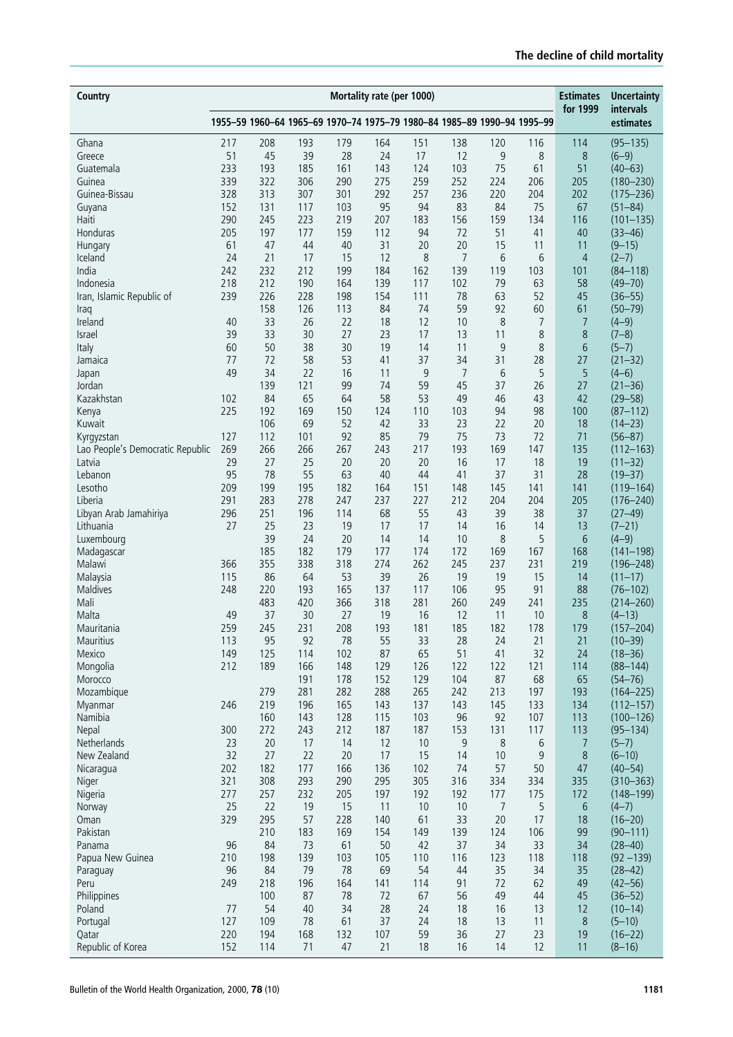| Country | Mortality rate (per 1000) | | | | | | | | | Estimates for 1999 | Uncertainty intervals estimates |
|---|---|---|---|---|---|---|---|---|---|---|---|
| | 1955–59 | 1960–64 | 1965–69 | 1970–74 | 1975–79 | 1980–84 | 1985–89 | 1990–94 | 1995–99 | | |
| Ghana | 217 | 208 | 193 | 179 | 164 | 151 | 138 | 120 | 116 | 114 | (95–135) |
| Greece | 51 | 45 | 39 | 28 | 24 | 17 | 12 | 9 | 8 | 8 | (6–9) |
| Guatemala | 233 | 193 | 185 | 161 | 143 | 124 | 103 | 75 | 61 | 51 | (40–63) |
| Guinea | 339 | 322 | 306 | 290 | 275 | 259 | 252 | 224 | 206 | 205 | (180–230) |
| Guinea-Bissau | 328 | 313 | 307 | 301 | 292 | 257 | 236 | 220 | 204 | 202 | (175–236) |
| Guyana | 152 | 131 | 117 | 103 | 95 | 94 | 83 | 84 | 75 | 67 | (51–84) |
| Haiti | 290 | 245 | 223 | 219 | 207 | 183 | 156 | 159 | 134 | 116 | (101–135) |
| Honduras | 205 | 197 | 177 | 159 | 112 | 94 | 72 | 51 | 41 | 40 | (33–46) |
| Hungary | 61 | 47 | 44 | 40 | 31 | 20 | 20 | 15 | 11 | 11 | (9–15) |
| Iceland | 24 | 21 | 17 | 15 | 12 | 8 | 7 | 6 | 6 | 4 | (2–7) |
| India | 242 | 232 | 212 | 199 | 184 | 162 | 139 | 119 | 103 | 101 | (84–118) |
| Indonesia | 218 | 212 | 190 | 164 | 139 | 117 | 102 | 79 | 63 | 58 | (49–70) |
| Iran, Islamic Republic of | 239 | 226 | 228 | 198 | 154 | 111 | 78 | 63 | 52 | 45 | (36–55) |
| Iraq | | 158 | 126 | 113 | 84 | 74 | 59 | 92 | 60 | 61 | (50–79) |
| Ireland | 40 | 33 | 26 | 22 | 18 | 12 | 10 | 8 | 7 | 7 | (4–9) |
| Israel | 39 | 33 | 30 | 27 | 23 | 17 | 13 | 11 | 8 | 8 | (7–8) |
| Italy | 60 | 50 | 38 | 30 | 19 | 14 | 11 | 9 | 8 | 6 | (5–7) |
| Jamaica | 77 | 72 | 58 | 53 | 41 | 37 | 34 | 31 | 28 | 27 | (21–32) |
| Japan | 49 | 34 | 22 | 16 | 11 | 9 | 7 | 6 | 5 | 5 | (4–6) |
| Jordan | | 139 | 121 | 99 | 74 | 59 | 45 | 37 | 26 | 27 | (21–36) |
| Kazakhstan | 102 | 84 | 65 | 64 | 58 | 53 | 49 | 46 | 43 | 42 | (29–58) |
| Kenya | 225 | 192 | 169 | 150 | 124 | 110 | 103 | 94 | 98 | 100 | (87–112) |
| Kuwait | | 106 | 69 | 52 | 42 | 33 | 23 | 22 | 20 | 18 | (14–23) |
| Kyrgyzstan | 127 | 112 | 101 | 92 | 85 | 79 | 75 | 73 | 72 | 71 | (56–87) |
| Lao People's Democratic Republic | 269 | 266 | 266 | 267 | 243 | 217 | 193 | 169 | 147 | 135 | (112–163) |
| Latvia | 29 | 27 | 25 | 20 | 20 | 20 | 16 | 17 | 18 | 19 | (11–32) |
| Lebanon | 95 | 78 | 55 | 63 | 40 | 44 | 41 | 37 | 31 | 28 | (19–37) |
| Lesotho | 209 | 199 | 195 | 182 | 164 | 151 | 148 | 145 | 141 | 141 | (119–164) |
| Liberia | 291 | 283 | 278 | 247 | 237 | 227 | 212 | 204 | 204 | 205 | (176–240) |
| Libyan Arab Jamahiriya | 296 | 251 | 196 | 114 | 68 | 55 | 43 | 39 | 38 | 37 | (27–49) |
| Lithuania | 27 | 25 | 23 | 19 | 17 | 17 | 14 | 16 | 14 | 13 | (7–21) |
| Luxembourg | | 39 | 24 | 20 | 14 | 14 | 10 | 8 | 5 | 6 | (4–9) |
| Madagascar | | 185 | 182 | 179 | 177 | 174 | 172 | 169 | 167 | 168 | (141–198) |
| Malawi | 366 | 355 | 338 | 318 | 274 | 262 | 245 | 237 | 231 | 219 | (196–248) |
| Malaysia | 115 | 86 | 64 | 53 | 39 | 26 | 19 | 19 | 15 | 14 | (11–17) |
| Maldives | 248 | 220 | 193 | 165 | 137 | 117 | 106 | 95 | 91 | 88 | (76–102) |
| Mali | | 483 | 420 | 366 | 318 | 281 | 260 | 249 | 241 | 235 | (214–260) |
| Malta | 49 | 37 | 30 | 27 | 19 | 16 | 12 | 11 | 10 | 8 | (4–13) |
| Mauritania | 259 | 245 | 231 | 208 | 193 | 181 | 185 | 182 | 178 | 179 | (157–204) |
| Mauritius | 113 | 95 | 92 | 78 | 55 | 33 | 28 | 24 | 21 | 21 | (10–39) |
| Mexico | 149 | 125 | 114 | 102 | 87 | 65 | 51 | 41 | 32 | 24 | (18–36) |
| Mongolia | 212 | 189 | 166 | 148 | 129 | 126 | 122 | 122 | 121 | 114 | (88–144) |
| Morocco | | | 191 | 178 | 152 | 129 | 104 | 87 | 68 | 65 | (54–76) |
| Mozambique | | 279 | 281 | 282 | 288 | 265 | 242 | 213 | 197 | 193 | (164–225) |
| Myanmar | 246 | 219 | 196 | 165 | 143 | 137 | 143 | 145 | 133 | 134 | (112–157) |
| Namibia | | 160 | 143 | 128 | 115 | 103 | 96 | 92 | 107 | 113 | (100–126) |
| Nepal | 300 | 272 | 243 | 212 | 187 | 187 | 153 | 131 | 117 | 113 | (95–134) |
| Netherlands | 23 | 20 | 17 | 14 | 12 | 10 | 9 | 8 | 6 | 7 | (5–7) |
| New Zealand | 32 | 27 | 22 | 20 | 17 | 15 | 14 | 10 | 9 | 8 | (6–10) |
| Nicaragua | 202 | 182 | 177 | 166 | 136 | 102 | 74 | 57 | 50 | 47 | (40–54) |
| Niger | 321 | 308 | 293 | 290 | 295 | 305 | 316 | 334 | 334 | 335 | (310–363) |
| Nigeria | 277 | 257 | 232 | 205 | 197 | 192 | 192 | 177 | 175 | 172 | (148–199) |
| Norway | 25 | 22 | 19 | 15 | 11 | 10 | 10 | 7 | 5 | 6 | (4–7) |
| Oman | 329 | 295 | 57 | 228 | 140 | 61 | 33 | 20 | 17 | 18 | (16–20) |
| Pakistan | | 210 | 183 | 169 | 154 | 149 | 139 | 124 | 106 | 99 | (90–111) |
| Panama | 96 | 84 | 73 | 61 | 50 | 42 | 37 | 34 | 33 | 34 | (28–40) |
| Papua New Guinea | 210 | 198 | 139 | 103 | 105 | 110 | 116 | 123 | 118 | 118 | (92 –139) |
| Paraguay | 96 | 84 | 79 | 78 | 69 | 54 | 44 | 35 | 34 | 35 | (28–42) |
| Peru | 249 | 218 | 196 | 164 | 141 | 114 | 91 | 72 | 62 | 49 | (42–56) |
| Philippines | | 100 | 87 | 78 | 72 | 67 | 56 | 49 | 44 | 45 | (36–52) |
| Poland | 77 | 54 | 40 | 34 | 28 | 24 | 18 | 16 | 13 | 12 | (10–14) |
| Portugal | 127 | 109 | 78 | 61 | 37 | 24 | 18 | 13 | 11 | 8 | (5–10) |
| Qatar | 220 | 194 | 168 | 132 | 107 | 59 | 36 | 27 | 23 | 19 | (16–22) |
| Republic of Korea | 152 | 114 | 71 | 47 | 21 | 18 | 16 | 14 | 12 | 11 | (8–16) |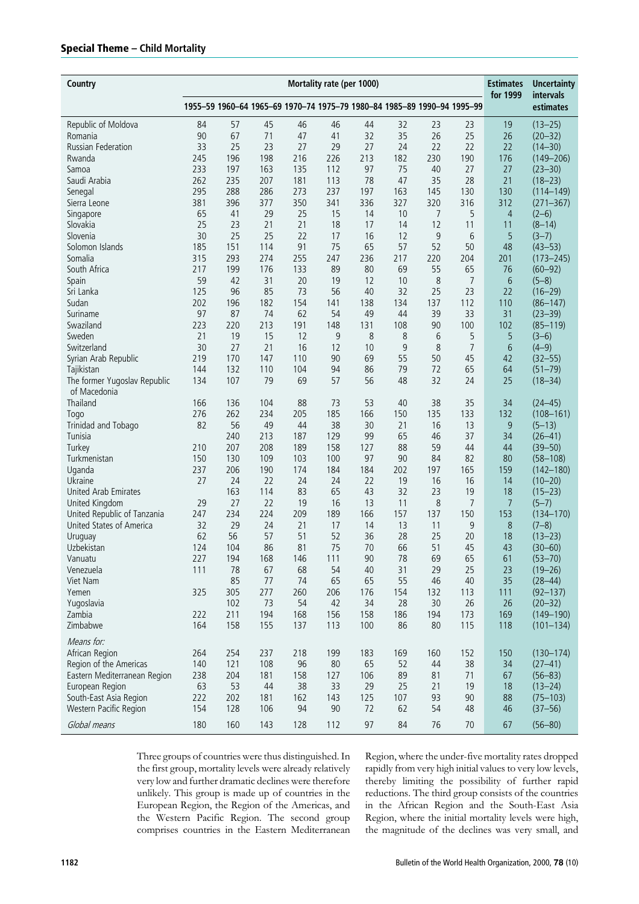| Country | Mortality rate (per 1000) | | | | | | | | | Estimates for 1999 | Uncertainty intervals estimates |
|---|---|---|---|---|---|---|---|---|---|---|---|
| | 1955–59 | 1960–64 | 1965–69 | 1970–74 | 1975–79 | 1980–84 | 1985–89 | 1990–94 | 1995–99 | | |
| Republic of Moldova | 84 | 57 | 45 | 46 | 46 | 44 | 32 | 23 | 23 | 19 | (13–25) |
| Romania | 90 | 67 | 71 | 47 | 41 | 32 | 35 | 26 | 25 | 26 | (20–32) |
| Russian Federation | 33 | 25 | 23 | 27 | 29 | 27 | 24 | 22 | 22 | 22 | (14–30) |
| Rwanda | 245 | 196 | 198 | 216 | 226 | 213 | 182 | 230 | 190 | 176 | (149–206) |
| Samoa | 233 | 197 | 163 | 135 | 112 | 97 | 75 | 40 | 27 | 27 | (23–30) |
| Saudi Arabia | 262 | 235 | 207 | 181 | 113 | 78 | 47 | 35 | 28 | 21 | (18–23) |
| Senegal | 295 | 288 | 286 | 273 | 237 | 197 | 163 | 145 | 130 | 130 | (114–149) |
| Sierra Leone | 381 | 396 | 377 | 350 | 341 | 336 | 327 | 320 | 316 | 312 | (271–367) |
| Singapore | 65 | 41 | 29 | 25 | 15 | 14 | 10 | 7 | 5 | 4 | (2–6) |
| Slovakia | 25 | 23 | 21 | 21 | 18 | 17 | 14 | 12 | 11 | 11 | (8–14) |
| Slovenia | 30 | 25 | 25 | 22 | 17 | 16 | 12 | 9 | 6 | 5 | (3–7) |
| Solomon Islands | 185 | 151 | 114 | 91 | 75 | 65 | 57 | 52 | 50 | 48 | (43–53) |
| Somalia | 315 | 293 | 274 | 255 | 247 | 236 | 217 | 220 | 204 | 201 | (173–245) |
| South Africa | 217 | 199 | 176 | 133 | 89 | 80 | 69 | 55 | 65 | 76 | (60–92) |
| Spain | 59 | 42 | 31 | 20 | 19 | 12 | 10 | 8 | 7 | 6 | (5–8) |
| Sri Lanka | 125 | 96 | 85 | 73 | 56 | 40 | 32 | 25 | 23 | 22 | (16–29) |
| Sudan | 202 | 196 | 182 | 154 | 141 | 138 | 134 | 137 | 112 | 110 | (86–147) |
| Suriname | 97 | 87 | 74 | 62 | 54 | 49 | 44 | 39 | 33 | 31 | (23–39) |
| Swaziland | 223 | 220 | 213 | 191 | 148 | 131 | 108 | 90 | 100 | 102 | (85–119) |
| Sweden | 21 | 19 | 15 | 12 | 9 | 8 | 8 | 6 | 5 | 5 | (3–6) |
| Switzerland | 30 | 27 | 21 | 16 | 12 | 10 | 9 | 8 | 7 | 6 | (4–9) |
| Syrian Arab Republic | 219 | 170 | 147 | 110 | 90 | 69 | 55 | 50 | 45 | 42 | (32–55) |
| Tajikistan | 144 | 132 | 110 | 104 | 94 | 86 | 79 | 72 | 65 | 64 | (51–79) |
| The former Yugoslav Republic of Macedonia | 134 | 107 | 79 | 69 | 57 | 56 | 48 | 32 | 24 | 25 | (18–34) |
| Thailand | 166 | 136 | 104 | 88 | 73 | 53 | 40 | 38 | 35 | 34 | (24–45) |
| Togo | 276 | 262 | 234 | 205 | 185 | 166 | 150 | 135 | 133 | 132 | (108–161) |
| Trinidad and Tobago | 82 | 56 | 49 | 44 | 38 | 30 | 21 | 16 | 13 | 9 | (5–13) |
| Tunisia | | 240 | 213 | 187 | 129 | 99 | 65 | 46 | 37 | 34 | (26–41) |
| Turkey | 210 | 207 | 208 | 189 | 158 | 127 | 88 | 59 | 44 | 44 | (39–50) |
| Turkmenistan | 150 | 130 | 109 | 103 | 100 | 97 | 90 | 84 | 82 | 80 | (58–108) |
| Uganda | 237 | 206 | 190 | 174 | 184 | 184 | 202 | 197 | 165 | 159 | (142–180) |
| Ukraine | 27 | 24 | 22 | 24 | 24 | 22 | 19 | 16 | 16 | 14 | (10–20) |
| United Arab Emirates | | 163 | 114 | 83 | 65 | 43 | 32 | 23 | 19 | 18 | (15–23) |
| United Kingdom | 29 | 27 | 22 | 19 | 16 | 13 | 11 | 8 | 7 | 7 | (5–7) |
| United Republic of Tanzania | 247 | 234 | 224 | 209 | 189 | 166 | 157 | 137 | 150 | 153 | (134–170) |
| United States of America | 32 | 29 | 24 | 21 | 17 | 14 | 13 | 11 | 9 | 8 | (7–8) |
| Uruguay | 62 | 56 | 57 | 51 | 52 | 36 | 28 | 25 | 20 | 18 | (13–23) |
| Uzbekistan | 124 | 104 | 86 | 81 | 75 | 70 | 66 | 51 | 45 | 43 | (30–60) |
| Vanuatu | 227 | 194 | 168 | 146 | 111 | 90 | 78 | 69 | 65 | 61 | (53–70) |
| Venezuela | 111 | 78 | 67 | 68 | 54 | 40 | 31 | 29 | 25 | 23 | (19–26) |
| Viet Nam | | 85 | 77 | 74 | 65 | 65 | 55 | 46 | 40 | 35 | (28–44) |
| Yemen | 325 | 305 | 277 | 260 | 206 | 176 | 154 | 132 | 113 | 111 | (92–137) |
| Yugoslavia | | 102 | 73 | 54 | 42 | 34 | 28 | 30 | 26 | 26 | (20–32) |
| Zambia | 222 | 211 | 194 | 168 | 156 | 158 | 186 | 194 | 173 | 169 | (149–190) |
| Zimbabwe | 164 | 158 | 155 | 137 | 113 | 100 | 86 | 80 | 115 | 118 | (101–134) |
| *Means for:* | | | | | | | | | | | |
| African Region | 264 | 254 | 237 | 218 | 199 | 183 | 169 | 160 | 152 | 150 | (130–174) |
| Region of the Americas | 140 | 121 | 108 | 96 | 80 | 65 | 52 | 44 | 38 | 34 | (27–41) |
| Eastern Mediterranean Region | 238 | 204 | 181 | 158 | 127 | 106 | 89 | 81 | 71 | 67 | (56–83) |
| European Region | 63 | 53 | 44 | 38 | 33 | 29 | 25 | 21 | 19 | 18 | (13–24) |
| South-East Asia Region | 222 | 202 | 181 | 162 | 143 | 125 | 107 | 93 | 90 | 88 | (75–103) |
| Western Pacific Region | 154 | 128 | 106 | 94 | 90 | 72 | 62 | 54 | 48 | 46 | (37–56) |
| *Global means* | 180 | 160 | 143 | 128 | 112 | 97 | 84 | 76 | 70 | 67 | (56–80) |

Three groups of countries were thus distinguished. In the first group, mortality levels were already relatively very low and further dramatic declines were therefore unlikely. This group is made up of countries in the European Region, the Region of the Americas, and the Western Pacific Region. The second group comprises countries in the Eastern Mediterranean Region, where the under-five mortality rates dropped rapidly from very high initial values to very low levels, thereby limiting the possibility of further rapid reductions. The third group consists of the countries in the African Region and the South-East Asia Region, where the initial mortality levels were high, the magnitude of the declines was very small, and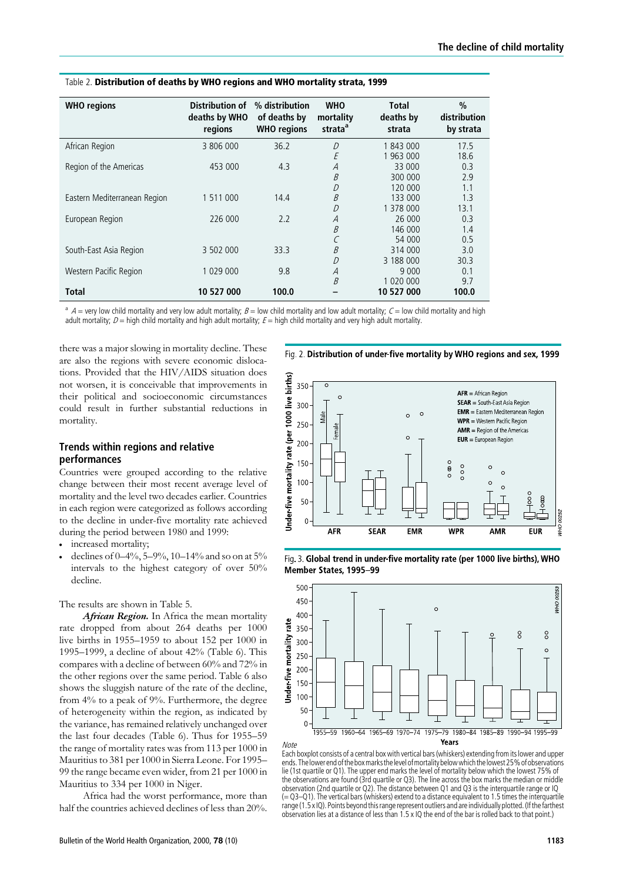Table 2. **Distribution of deaths by WHO regions and WHO mortality strata, 1999**

| WHO regions | Distribution of deaths by WHO regions | % distribution of deaths by WHO regions | WHO mortality strata[a] | Total deaths by strata | % distribution by strata |
|---|---|---|---|---|---|
| African Region | 3 806 000 | 36.2 | *D* | 1 843 000 | 17.5 |
| | | | *E* | 1 963 000 | 18.6 |
| Region of the Americas | 453 000 | 4.3 | *A* | 33 000 | 0.3 |
| | | | *B* | 300 000 | 2.9 |
| | | | *D* | 120 000 | 1.1 |
| Eastern Mediterranean Region | 1 511 000 | 14.4 | *B* | 133 000 | 1.3 |
| | | | *D* | 1 378 000 | 13.1 |
| European Region | 226 000 | 2.2 | *A* | 26 000 | 0.3 |
| | | | *B* | 146 000 | 1.4 |
| | | | *C* | 54 000 | 0.5 |
| South-East Asia Region | 3 502 000 | 33.3 | *B* | 314 000 | 3.0 |
| | | | *D* | 3 188 000 | 30.3 |
| Western Pacific Region | 1 029 000 | 9.8 | *A* | 9 000 | 0.1 |
| | | | *B* | 1 020 000 | 9.7 |
| **Total** | **10 527 000** | **100.0** | – | **10 527 000** | **100.0** |

[a] *A* = very low child mortality and very low adult mortality; *B* = low child mortality and low adult mortality; *C* = low child mortality and high adult mortality; *D* = high child mortality and high adult mortality; *E* = high child mortality and very high adult mortality.

there was a major slowing in mortality decline. These are also the regions with severe economic dislocations. Provided that the HIV/AIDS situation does not worsen, it is conceivable that improvements in their political and socioeconomic circumstances could result in further substantial reductions in mortality.

## Trends within regions and relative performances

Countries were grouped according to the relative change between their most recent average level of mortality and the level two decades earlier. Countries in each region were categorized as follows according to the decline in under-five mortality rate achieved during the period between 1980 and 1999:

- increased mortality;
- declines of 0–4%, 5–9%, 10–14% and so on at 5% intervals to the highest category of over 50% decline.

The results are shown in Table 5.

***African Region.*** In Africa the mean mortality rate dropped from about 264 deaths per 1000 live births in 1955–1959 to about 152 per 1000 in 1995–1999, a decline of about 42% (Table 6). This compares with a decline of between 60% and 72% in the other regions over the same period. Table 6 also shows the sluggish nature of the rate of the decline, from 4% to a peak of 9%. Furthermore, the degree of heterogeneity within the region, as indicated by the variance, has remained relatively unchanged over the last four decades (Table 6). Thus for 1955–59 the range of mortality rates was from 113 per 1000 in Mauritius to 381 per 1000 in Sierra Leone. For 1995–99 the range became even wider, from 21 per 1000 in Mauritius to 334 per 1000 in Niger.

Africa had the worst performance, more than half the countries achieved declines of less than 20%.

Fig. 2. **Distribution of under-five mortality by WHO regions and sex, 1999**

Fig. 3. **Global trend in under-five mortality rate (per 1000 live births), WHO Member States, 1995–99**

*Note*

Each boxplot consists of a central box with vertical bars (whiskers) extending from its lower and upper ends. The lower end of the box marks the level of mortality below which the lowest 25% of observations lie (1st quartile or Q1). The upper end marks the level of mortality below which the lowest 75% of the observations are found (3rd quartile or Q3). The line across the box marks the median or middle observation (2nd quartile or Q2). The distance between Q1 and Q3 is the interquartile range or IQ (= Q3–Q1). The vertical bars (whiskers) extend to a distance equivalent to 1.5 times the interquartile range (1.5 x IQ). Points beyond this range represent outliers and are individually plotted. (If the farthest observation lies at a distance of less than 1.5 x IQ the end of the bar is rolled back to that point.)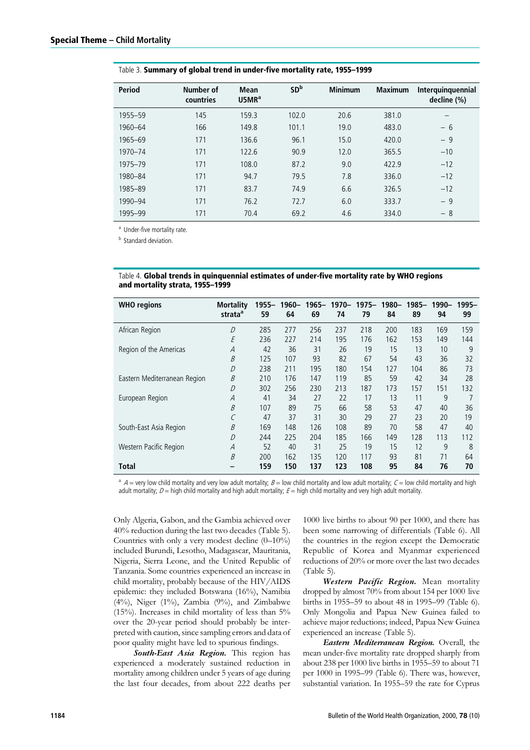Table 3. **Summary of global trend in under-five mortality rate, 1955–1999**

| Period | Number of countries | Mean U5MR[a] | SD[b] | Minimum | Maximum | Interquinquennial decline (%) |
|---|---|---|---|---|---|---|
| 1955–59 | 145 | 159.3 | 102.0 | 20.6 | 381.0 | – |
| 1960–64 | 166 | 149.8 | 101.1 | 19.0 | 483.0 | – 6 |
| 1965–69 | 171 | 136.6 | 96.1 | 15.0 | 420.0 | – 9 |
| 1970–74 | 171 | 122.6 | 90.9 | 12.0 | 365.5 | –10 |
| 1975–79 | 171 | 108.0 | 87.2 | 9.0 | 422.9 | –12 |
| 1980–84 | 171 | 94.7 | 79.5 | 7.8 | 336.0 | –12 |
| 1985–89 | 171 | 83.7 | 74.9 | 6.6 | 326.5 | –12 |
| 1990–94 | 171 | 76.2 | 72.7 | 6.0 | 333.7 | – 9 |
| 1995–99 | 171 | 70.4 | 69.2 | 4.6 | 334.0 | – 8 |

[a] Under-five mortality rate.

[b] Standard deviation.

Table 4. **Global trends in quinquennial estimates of under-five mortality rate by WHO regions and mortality strata, 1955–1999**

| WHO regions | Mortality strata[a] | 1955–59 | 1960–64 | 1965–69 | 1970–74 | 1975–79 | 1980–84 | 1985–89 | 1990–94 | 1995–99 |
|---|---|---|---|---|---|---|---|---|---|---|
| African Region | *D* | 285 | 277 | 256 | 237 | 218 | 200 | 183 | 169 | 159 |
| | *E* | 236 | 227 | 214 | 195 | 176 | 162 | 153 | 149 | 144 |
| Region of the Americas | *A* | 42 | 36 | 31 | 26 | 19 | 15 | 13 | 10 | 9 |
| | *B* | 125 | 107 | 93 | 82 | 67 | 54 | 43 | 36 | 32 |
| | *D* | 238 | 211 | 195 | 180 | 154 | 127 | 104 | 86 | 73 |
| Eastern Mediterranean Region | *B* | 210 | 176 | 147 | 119 | 85 | 59 | 42 | 34 | 28 |
| | *D* | 302 | 256 | 230 | 213 | 187 | 173 | 157 | 151 | 132 |
| European Region | *A* | 41 | 34 | 27 | 22 | 17 | 13 | 11 | 9 | 7 |
| | *B* | 107 | 89 | 75 | 66 | 58 | 53 | 47 | 40 | 36 |
| | *C* | 47 | 37 | 31 | 30 | 29 | 27 | 23 | 20 | 19 |
| South-East Asia Region | *B* | 169 | 148 | 126 | 108 | 89 | 70 | 58 | 47 | 40 |
| | *D* | 244 | 225 | 204 | 185 | 166 | 149 | 128 | 113 | 112 |
| Western Pacific Region | *A* | 52 | 40 | 31 | 25 | 19 | 15 | 12 | 9 | 8 |
| | *B* | 200 | 162 | 135 | 120 | 117 | 93 | 81 | 71 | 64 |
| **Total** | **–** | **159** | **150** | **137** | **123** | **108** | **95** | **84** | **76** | **70** |

[a] *A* = very low child mortality and very low adult mortality; *B* = low child mortality and low adult mortality; *C* = low child mortality and high adult mortality; *D* = high child mortality and high adult mortality; *E* = high child mortality and very high adult mortality.

Only Algeria, Gabon, and the Gambia achieved over 40% reduction during the last two decades (Table 5). Countries with only a very modest decline (0–10%) included Burundi, Lesotho, Madagascar, Mauritania, Nigeria, Sierra Leone, and the United Republic of Tanzania. Some countries experienced an increase in child mortality, probably because of the HIV/AIDS epidemic: they included Botswana (16%), Namibia (4%), Niger (1%), Zambia (9%), and Zimbabwe (15%). Increases in child mortality of less than 5% over the 20-year period should probably be interpreted with caution, since sampling errors and data of poor quality might have led to spurious findings.

***South-East Asia Region.*** This region has experienced a moderately sustained reduction in mortality among children under 5 years of age during the last four decades, from about 222 deaths per 1000 live births to about 90 per 1000, and there has been some narrowing of differentials (Table 6). All the countries in the region except the Democratic Republic of Korea and Myanmar experienced reductions of 20% or more over the last two decades (Table 5).

***Western Pacific Region.*** Mean mortality dropped by almost 70% from about 154 per 1000 live births in 1955–59 to about 48 in 1995–99 (Table 6). Only Mongolia and Papua New Guinea failed to achieve major reductions; indeed, Papua New Guinea experienced an increase (Table 5).

***Eastern Mediterranean Region.*** Overall, the mean under-five mortality rate dropped sharply from about 238 per 1000 live births in 1955–59 to about 71 per 1000 in 1995–99 (Table 6). There was, however, substantial variation. In 1955–59 the rate for Cyprus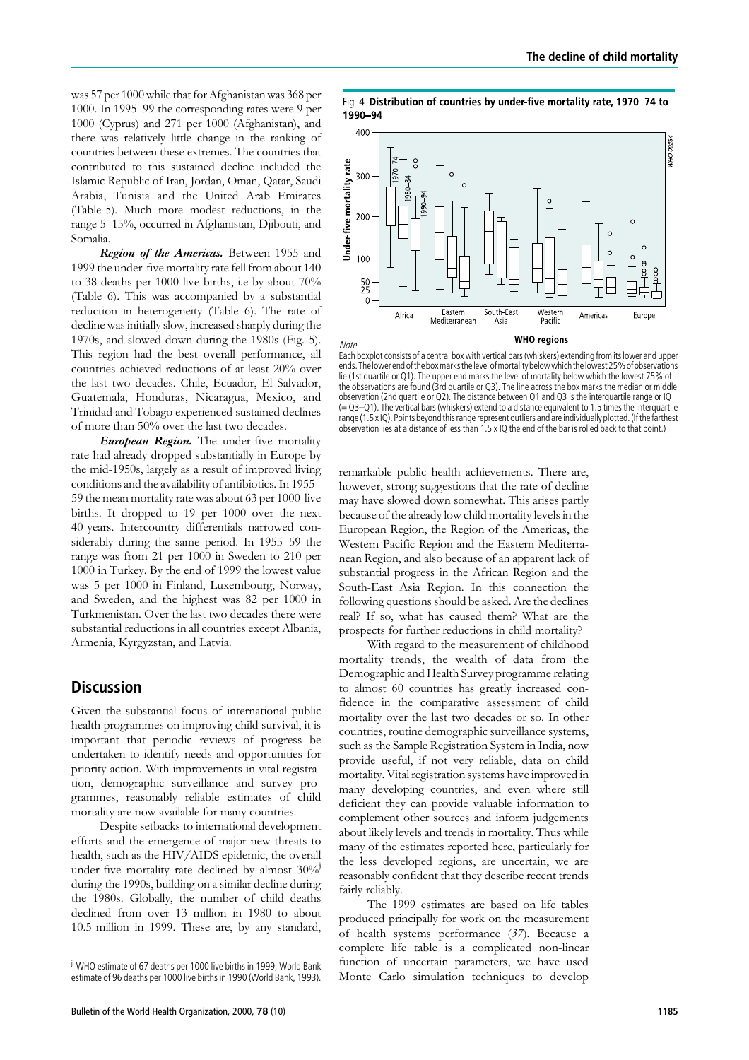was 57 per 1000 while that for Afghanistan was 368 per 1000. In 1995–99 the corresponding rates were 9 per 1000 (Cyprus) and 271 per 1000 (Afghanistan), and there was relatively little change in the ranking of countries between these extremes. The countries that contributed to this sustained decline included the Islamic Republic of Iran, Jordan, Oman, Qatar, Saudi Arabia, Tunisia and the United Arab Emirates (Table 5). Much more modest reductions, in the range 5–15%, occurred in Afghanistan, Djibouti, and Somalia.

***Region of the Americas.*** Between 1955 and 1999 the under-five mortality rate fell from about 140 to 38 deaths per 1000 live births, i.e by about 70% (Table 6). This was accompanied by a substantial reduction in heterogeneity (Table 6). The rate of decline was initially slow, increased sharply during the 1970s, and slowed down during the 1980s (Fig. 5). This region had the best overall performance, all countries achieved reductions of at least 20% over the last two decades. Chile, Ecuador, El Salvador, Guatemala, Honduras, Nicaragua, Mexico, and Trinidad and Tobago experienced sustained declines of more than 50% over the last two decades.

***European Region.*** The under-five mortality rate had already dropped substantially in Europe by the mid-1950s, largely as a result of improved living conditions and the availability of antibiotics. In 1955–59 the mean mortality rate was about 63 per 1000 live births. It dropped to 19 per 1000 over the next 40 years. Intercountry differentials narrowed considerably during the same period. In 1955–59 the range was from 21 per 1000 in Sweden to 210 per 1000 in Turkey. By the end of 1999 the lowest value was 5 per 1000 in Finland, Luxembourg, Norway, and Sweden, and the highest was 82 per 1000 in Turkmenistan. Over the last two decades there were substantial reductions in all countries except Albania, Armenia, Kyrgyzstan, and Latvia.

## Discussion

Given the substantial focus of international public health programmes on improving child survival, it is important that periodic reviews of progress be undertaken to identify needs and opportunities for priority action. With improvements in vital registration, demographic surveillance and survey programmes, reasonably reliable estimates of child mortality are now available for many countries.

Despite setbacks to international development efforts and the emergence of major new threats to health, such as the HIV/AIDS epidemic, the overall under-five mortality rate declined by almost 30%[j] during the 1990s, building on a similar decline during the 1980s. Globally, the number of child deaths declined from over 13 million in 1980 to about 10.5 million in 1999. These are, by any standard,

[j] WHO estimate of 67 deaths per 1000 live births in 1999; World Bank estimate of 96 deaths per 1000 live births in 1990 (World Bank, 1993).

Fig. 4. **Distribution of countries by under-five mortality rate, 1970–74 to 1990–94**

*Note*

Each boxplot consists of a central box with vertical bars (whiskers) extending from its lower and upper ends. The lower end of the box marks the level of mortality below which the lowest 25% of observations lie (1st quartile or Q1). The upper end marks the level of mortality below which the lowest 75% of the observations are found (3rd quartile or Q3). The line across the box marks the median or middle observation (2nd quartile or Q2). The distance between Q1 and Q3 is the interquartile range or IQ (= Q3–Q1). The vertical bars (whiskers) extend to a distance equivalent to 1.5 times the interquartile range (1.5 x IQ). Points beyond this range represent outliers and are individually plotted. (If the farthest observation lies at a distance of less than 1.5 x IQ the end of the bar is rolled back to that point.)

remarkable public health achievements. There are, however, strong suggestions that the rate of decline may have slowed down somewhat. This arises partly because of the already low child mortality levels in the European Region, the Region of the Americas, the Western Pacific Region and the Eastern Mediterranean Region, and also because of an apparent lack of substantial progress in the African Region and the South-East Asia Region. In this connection the following questions should be asked. Are the declines real? If so, what has caused them? What are the prospects for further reductions in child mortality?

With regard to the measurement of childhood mortality trends, the wealth of data from the Demographic and Health Survey programme relating to almost 60 countries has greatly increased confidence in the comparative assessment of child mortality over the last two decades or so. In other countries, routine demographic surveillance systems, such as the Sample Registration System in India, now provide useful, if not very reliable, data on child mortality. Vital registration systems have improved in many developing countries, and even where still deficient they can provide valuable information to complement other sources and inform judgements about likely levels and trends in mortality. Thus while many of the estimates reported here, particularly for the less developed regions, are uncertain, we are reasonably confident that they describe recent trends fairly reliably.

The 1999 estimates are based on life tables produced principally for work on the measurement of health systems performance (*37*). Because a complete life table is a complicated non-linear function of uncertain parameters, we have used Monte Carlo simulation techniques to develop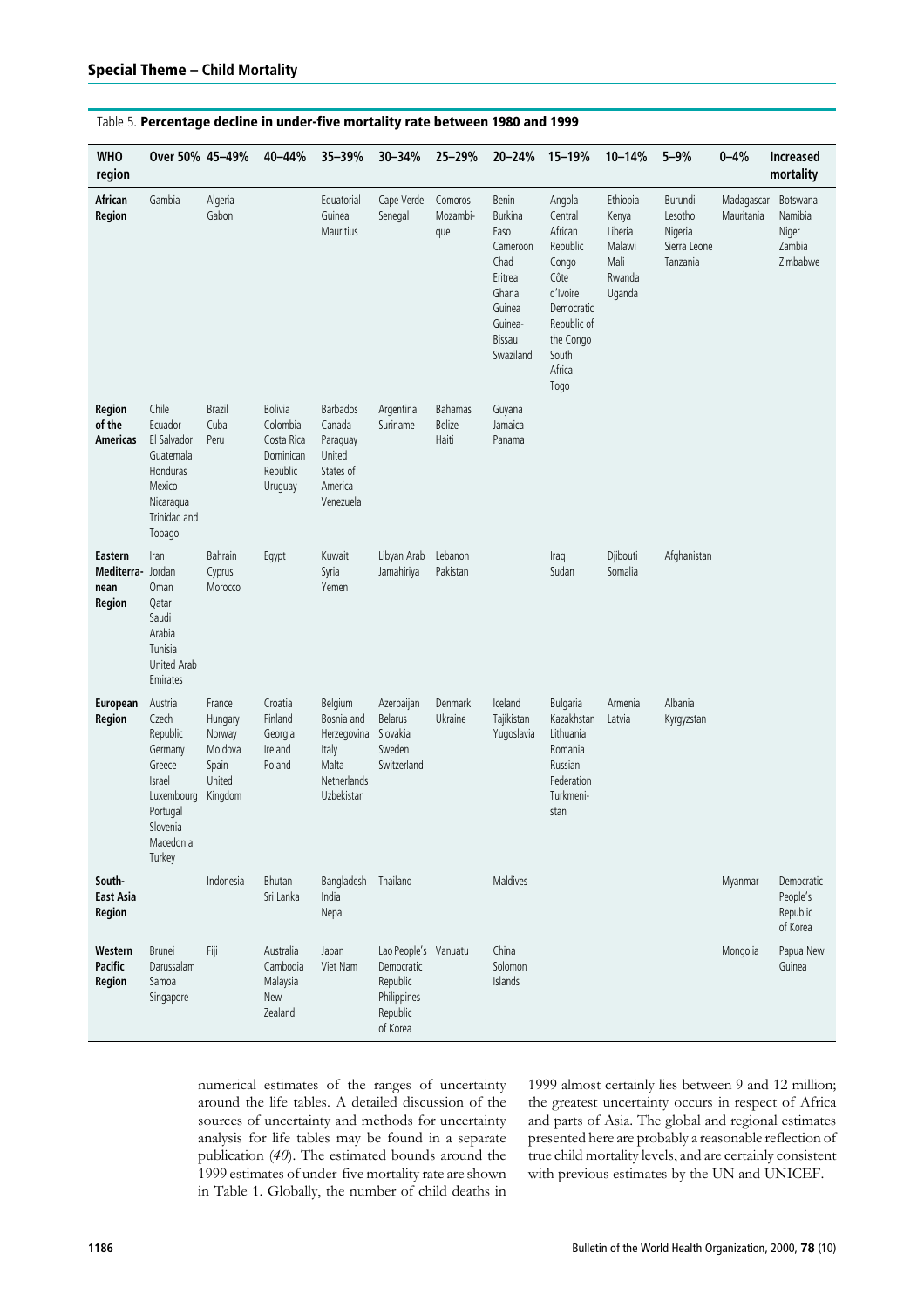Table 5. **Percentage decline in under-five mortality rate between 1980 and 1999**

| WHO region | Over 50% | 45–49% | 40–44% | 35–39% | 30–34% | 25–29% | 20–24% | 15–19% | 10–14% | 5–9% | 0–4% | Increased mortality |
|---|---|---|---|---|---|---|---|---|---|---|---|---|
| **African Region** | Gambia | Algeria Gabon | | Equatorial Guinea Mauritius | Cape Verde Senegal | Comoros Mozambique | Benin Burkina Faso Cameroon Chad Eritrea Ghana Guinea Guinea-Bissau Swaziland | Angola Central African Republic Congo Côte d'Ivoire Democratic Republic of the Congo South Africa Togo | Ethiopia Kenya Liberia Malawi Mali Rwanda Uganda | Burundi Lesotho Nigeria Sierra Leone Tanzania | Madagascar Mauritania | Botswana Namibia Niger Zambia Zimbabwe |
| **Region of the Americas** | Chile Ecuador El Salvador Guatemala Honduras Mexico Nicaragua Trinidad and Tobago | Brazil Cuba Peru | Bolivia Colombia Costa Rica Dominican Republic Uruguay | Barbados Canada Paraguay United States of America Venezuela | Argentina Suriname | Bahamas Belize Haiti | Guyana Jamaica Panama | | | | | |
| **Eastern Mediterranean Region** | Iran Jordan Oman Qatar Saudi Arabia Tunisia United Arab Emirates | Bahrain Cyprus Morocco | Egypt | Kuwait Syria Yemen | Libyan Arab Jamahiriya | Lebanon Pakistan | | Iraq Sudan | Djibouti Somalia | Afghanistan | | |
| **European Region** | Austria Czech Republic Germany Greece Israel Luxembourg Portugal Slovenia Macedonia Turkey | France Hungary Norway Moldova Spain United Kingdom | Croatia Finland Georgia Ireland Poland | Belgium Bosnia and Herzegovina Italy Malta Netherlands Uzbekistan | Azerbaijan Belarus Slovakia Sweden Switzerland | Denmark Ukraine | Iceland Tajikistan Yugoslavia | Bulgaria Kazakhstan Lithuania Romania Russian Federation Turkmenistan | Armenia Latvia | Albania Kyrgyzstan | | |
| **South-East Asia Region** | | Indonesia | Bhutan Sri Lanka | Bangladesh India Nepal | Thailand | | Maldives | | | | Myanmar | Democratic People's Republic of Korea |
| **Western Pacific Region** | Brunei Darussalam Samoa Singapore | Fiji | Australia Cambodia Malaysia New Zealand | Japan Viet Nam | Lao People's Democratic Republic Philippines Republic of Korea | Vanuatu | China Solomon Islands | | | | Mongolia | Papua New Guinea |

numerical estimates of the ranges of uncertainty around the life tables. A detailed discussion of the sources of uncertainty and methods for uncertainty analysis for life tables may be found in a separate publication (*40*). The estimated bounds around the 1999 estimates of under-five mortality rate are shown in Table 1. Globally, the number of child deaths in 1999 almost certainly lies between 9 and 12 million; the greatest uncertainty occurs in respect of Africa and parts of Asia. The global and regional estimates presented here are probably a reasonable reflection of true child mortality levels, and are certainly consistent with previous estimates by the UN and UNICEF.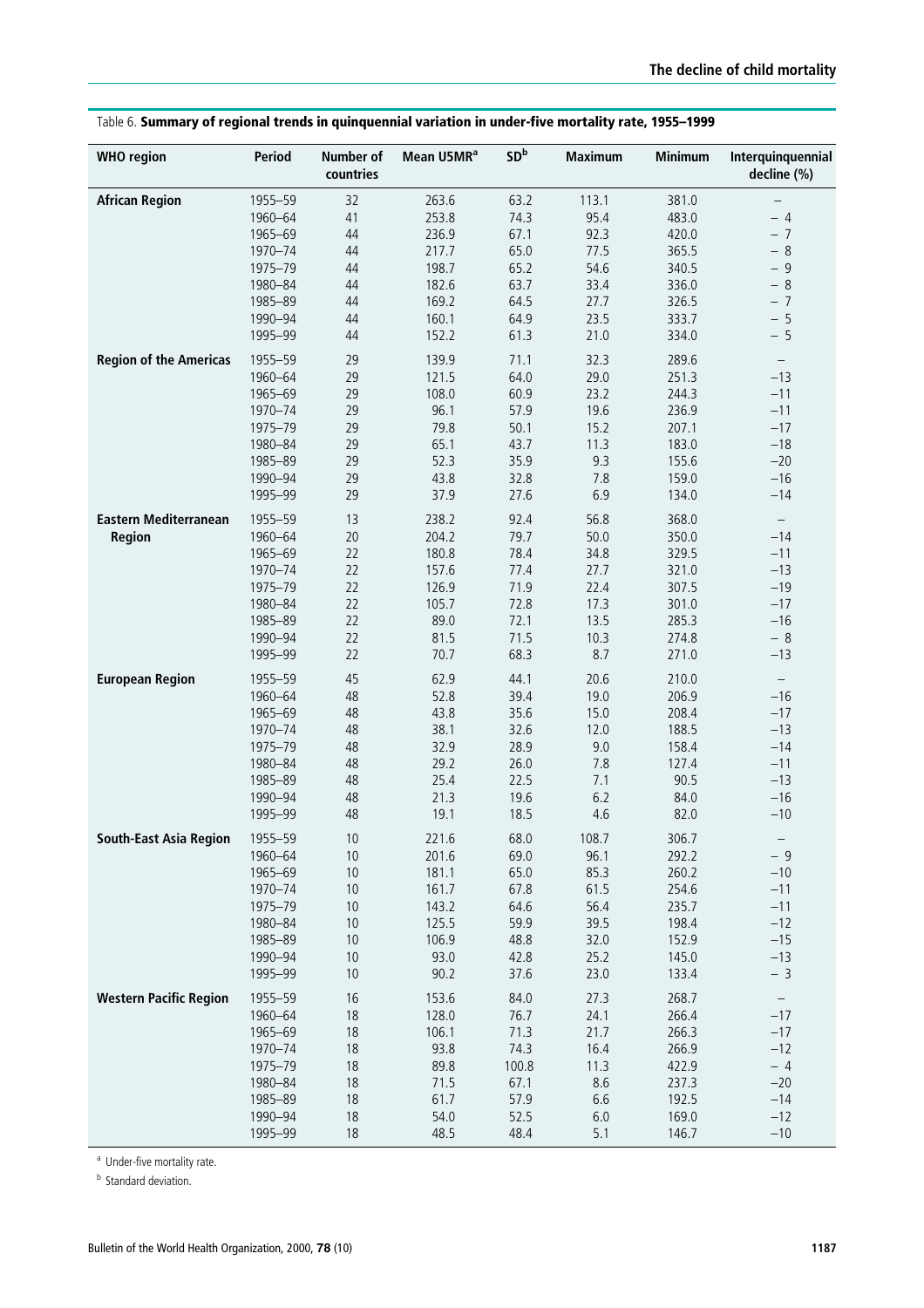Table 6. **Summary of regional trends in quinquennial variation in under-five mortality rate, 1955–1999**

| WHO region | Period | Number of countries | Mean U5MR[a] | SD[b] | Maximum | Minimum | Interquinquennial decline (%) |
|---|---|---|---|---|---|---|---|
| **African Region** | 1955–59 | 32 | 263.6 | 63.2 | 113.1 | 381.0 | – |
| | 1960–64 | 41 | 253.8 | 74.3 | 95.4 | 483.0 | – 4 |
| | 1965–69 | 44 | 236.9 | 67.1 | 92.3 | 420.0 | – 7 |
| | 1970–74 | 44 | 217.7 | 65.0 | 77.5 | 365.5 | – 8 |
| | 1975–79 | 44 | 198.7 | 65.2 | 54.6 | 340.5 | – 9 |
| | 1980–84 | 44 | 182.6 | 63.7 | 33.4 | 336.0 | – 8 |
| | 1985–89 | 44 | 169.2 | 64.5 | 27.7 | 326.5 | – 7 |
| | 1990–94 | 44 | 160.1 | 64.9 | 23.5 | 333.7 | – 5 |
| | 1995–99 | 44 | 152.2 | 61.3 | 21.0 | 334.0 | – 5 |
| **Region of the Americas** | 1955–59 | 29 | 139.9 | 71.1 | 32.3 | 289.6 | – |
| | 1960–64 | 29 | 121.5 | 64.0 | 29.0 | 251.3 | –13 |
| | 1965–69 | 29 | 108.0 | 60.9 | 23.2 | 244.3 | –11 |
| | 1970–74 | 29 | 96.1 | 57.9 | 19.6 | 236.9 | –11 |
| | 1975–79 | 29 | 79.8 | 50.1 | 15.2 | 207.1 | –17 |
| | 1980–84 | 29 | 65.1 | 43.7 | 11.3 | 183.0 | –18 |
| | 1985–89 | 29 | 52.3 | 35.9 | 9.3 | 155.6 | –20 |
| | 1990–94 | 29 | 43.8 | 32.8 | 7.8 | 159.0 | –16 |
| | 1995–99 | 29 | 37.9 | 27.6 | 6.9 | 134.0 | –14 |
| **Eastern Mediterranean Region** | 1955–59 | 13 | 238.2 | 92.4 | 56.8 | 368.0 | – |
| | 1960–64 | 20 | 204.2 | 79.7 | 50.0 | 350.0 | –14 |
| | 1965–69 | 22 | 180.8 | 78.4 | 34.8 | 329.5 | –11 |
| | 1970–74 | 22 | 157.6 | 77.4 | 27.7 | 321.0 | –13 |
| | 1975–79 | 22 | 126.9 | 71.9 | 22.4 | 307.5 | –19 |
| | 1980–84 | 22 | 105.7 | 72.8 | 17.3 | 301.0 | –17 |
| | 1985–89 | 22 | 89.0 | 72.1 | 13.5 | 285.3 | –16 |
| | 1990–94 | 22 | 81.5 | 71.5 | 10.3 | 274.8 | – 8 |
| | 1995–99 | 22 | 70.7 | 68.3 | 8.7 | 271.0 | –13 |
| **European Region** | 1955–59 | 45 | 62.9 | 44.1 | 20.6 | 210.0 | – |
| | 1960–64 | 48 | 52.8 | 39.4 | 19.0 | 206.9 | –16 |
| | 1965–69 | 48 | 43.8 | 35.6 | 15.0 | 208.4 | –17 |
| | 1970–74 | 48 | 38.1 | 32.6 | 12.0 | 188.5 | –13 |
| | 1975–79 | 48 | 32.9 | 28.9 | 9.0 | 158.4 | –14 |
| | 1980–84 | 48 | 29.2 | 26.0 | 7.8 | 127.4 | –11 |
| | 1985–89 | 48 | 25.4 | 22.5 | 7.1 | 90.5 | –13 |
| | 1990–94 | 48 | 21.3 | 19.6 | 6.2 | 84.0 | –16 |
| | 1995–99 | 48 | 19.1 | 18.5 | 4.6 | 82.0 | –10 |
| **South-East Asia Region** | 1955–59 | 10 | 221.6 | 68.0 | 108.7 | 306.7 | – |
| | 1960–64 | 10 | 201.6 | 69.0 | 96.1 | 292.2 | – 9 |
| | 1965–69 | 10 | 181.1 | 65.0 | 85.3 | 260.2 | –10 |
| | 1970–74 | 10 | 161.7 | 67.8 | 61.5 | 254.6 | –11 |
| | 1975–79 | 10 | 143.2 | 64.6 | 56.4 | 235.7 | –11 |
| | 1980–84 | 10 | 125.5 | 59.9 | 39.5 | 198.4 | –12 |
| | 1985–89 | 10 | 106.9 | 48.8 | 32.0 | 152.9 | –15 |
| | 1990–94 | 10 | 93.0 | 42.8 | 25.2 | 145.0 | –13 |
| | 1995–99 | 10 | 90.2 | 37.6 | 23.0 | 133.4 | – 3 |
| **Western Pacific Region** | 1955–59 | 16 | 153.6 | 84.0 | 27.3 | 268.7 | – |
| | 1960–64 | 18 | 128.0 | 76.7 | 24.1 | 266.4 | –17 |
| | 1965–69 | 18 | 106.1 | 71.3 | 21.7 | 266.3 | –17 |
| | 1970–74 | 18 | 93.8 | 74.3 | 16.4 | 266.9 | –12 |
| | 1975–79 | 18 | 89.8 | 100.8 | 11.3 | 422.9 | – 4 |
| | 1980–84 | 18 | 71.5 | 67.1 | 8.6 | 237.3 | –20 |
| | 1985–89 | 18 | 61.7 | 57.9 | 6.6 | 192.5 | –14 |
| | 1990–94 | 18 | 54.0 | 52.5 | 6.0 | 169.0 | –12 |
| | 1995–99 | 18 | 48.5 | 48.4 | 5.1 | 146.7 | –10 |

[a] Under-five mortality rate.

[b] Standard deviation.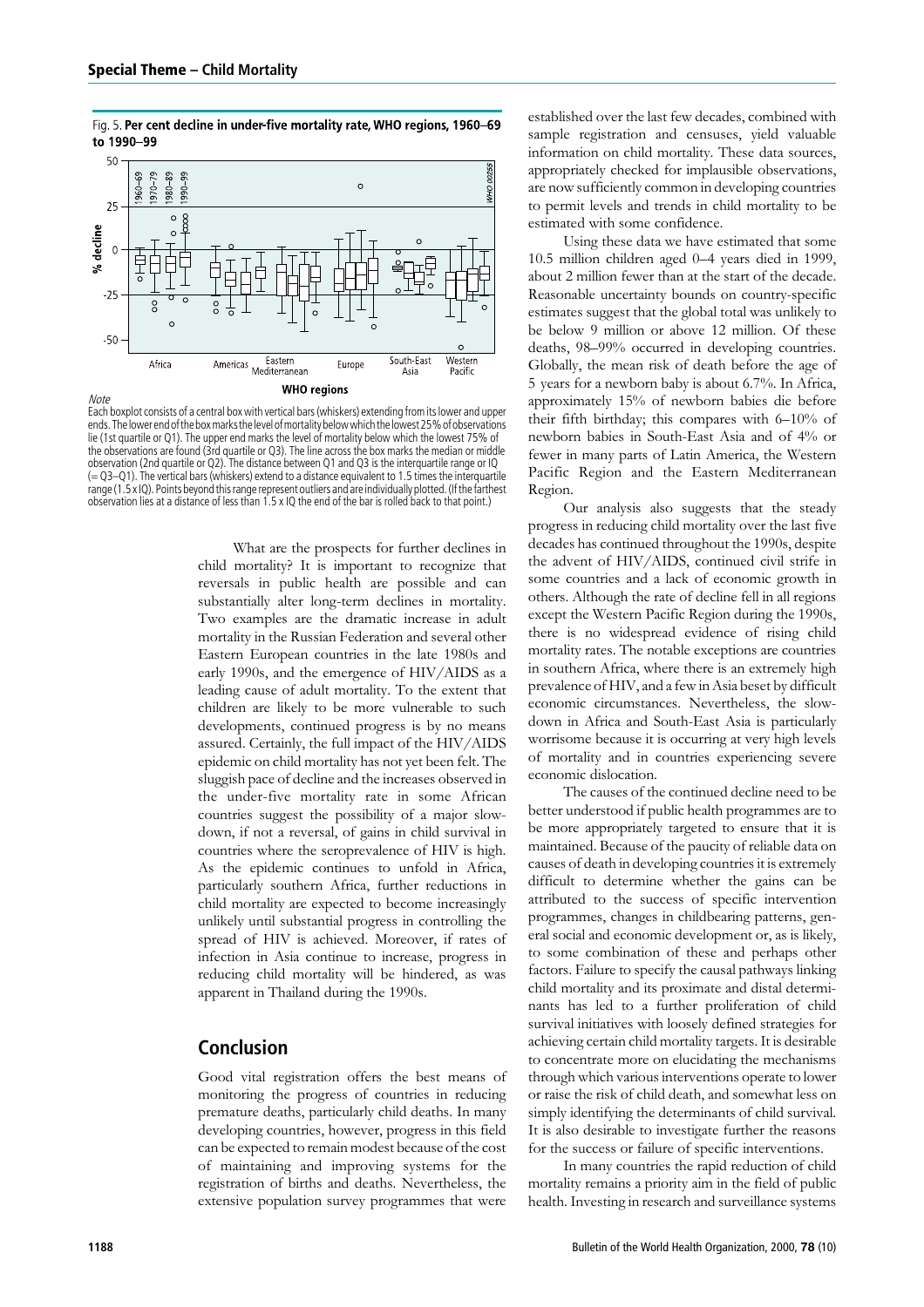Fig. 5. **Per cent decline in under-five mortality rate, WHO regions, 1960–69 to 1990–99**

*Note*

Each boxplot consists of a central box with vertical bars (whiskers) extending from its lower and upper ends. The lower end of the box marks the level of mortality below which the lowest 25% of observations lie (1st quartile or Q1). The upper end marks the level of mortality below which the lowest 75% of the observations are found (3rd quartile or Q3). The line across the box marks the median or middle observation (2nd quartile or Q2). The distance between Q1 and Q3 is the interquartile range or IQ (= Q3–Q1). The vertical bars (whiskers) extend to a distance equivalent to 1.5 times the interquartile range (1.5 x IQ). Points beyond this range represent outliers and are individually plotted. (If the farthest observation lies at a distance of less than 1.5 x IQ the end of the bar is rolled back to that point.)

What are the prospects for further declines in child mortality? It is important to recognize that reversals in public health are possible and can substantially alter long-term declines in mortality. Two examples are the dramatic increase in adult mortality in the Russian Federation and several other Eastern European countries in the late 1980s and early 1990s, and the emergence of HIV/AIDS as a leading cause of adult mortality. To the extent that children are likely to be more vulnerable to such developments, continued progress is by no means assured. Certainly, the full impact of the HIV/AIDS epidemic on child mortality has not yet been felt. The sluggish pace of decline and the increases observed in the under-five mortality rate in some African countries suggest the possibility of a major slowdown, if not a reversal, of gains in child survival in countries where the seroprevalence of HIV is high. As the epidemic continues to unfold in Africa, particularly southern Africa, further reductions in child mortality are expected to become increasingly unlikely until substantial progress in controlling the spread of HIV is achieved. Moreover, if rates of infection in Asia continue to increase, progress in reducing child mortality will be hindered, as was apparent in Thailand during the 1990s.

## Conclusion

Good vital registration offers the best means of monitoring the progress of countries in reducing premature deaths, particularly child deaths. In many developing countries, however, progress in this field can be expected to remain modest because of the cost of maintaining and improving systems for the registration of births and deaths. Nevertheless, the extensive population survey programmes that were established over the last few decades, combined with sample registration and censuses, yield valuable information on child mortality. These data sources, appropriately checked for implausible observations, are now sufficiently common in developing countries to permit levels and trends in child mortality to be estimated with some confidence.

Using these data we have estimated that some 10.5 million children aged 0–4 years died in 1999, about 2 million fewer than at the start of the decade. Reasonable uncertainty bounds on country-specific estimates suggest that the global total was unlikely to be below 9 million or above 12 million. Of these deaths, 98–99% occurred in developing countries. Globally, the mean risk of death before the age of 5 years for a newborn baby is about 6.7%. In Africa, approximately 15% of newborn babies die before their fifth birthday; this compares with 6–10% of newborn babies in South-East Asia and of 4% or fewer in many parts of Latin America, the Western Pacific Region and the Eastern Mediterranean Region.

Our analysis also suggests that the steady progress in reducing child mortality over the last five decades has continued throughout the 1990s, despite the advent of HIV/AIDS, continued civil strife in some countries and a lack of economic growth in others. Although the rate of decline fell in all regions except the Western Pacific Region during the 1990s, there is no widespread evidence of rising child mortality rates. The notable exceptions are countries in southern Africa, where there is an extremely high prevalence of HIV, and a few in Asia beset by difficult economic circumstances. Nevertheless, the slowdown in Africa and South-East Asia is particularly worrisome because it is occurring at very high levels of mortality and in countries experiencing severe economic dislocation.

The causes of the continued decline need to be better understood if public health programmes are to be more appropriately targeted to ensure that it is maintained. Because of the paucity of reliable data on causes of death in developing countries it is extremely difficult to determine whether the gains can be attributed to the success of specific intervention programmes, changes in childbearing patterns, general social and economic development or, as is likely, to some combination of these and perhaps other factors. Failure to specify the causal pathways linking child mortality and its proximate and distal determinants has led to a further proliferation of child survival initiatives with loosely defined strategies for achieving certain child mortality targets. It is desirable to concentrate more on elucidating the mechanisms through which various interventions operate to lower or raise the risk of child death, and somewhat less on simply identifying the determinants of child survival. It is also desirable to investigate further the reasons for the success or failure of specific interventions.

In many countries the rapid reduction of child mortality remains a priority aim in the field of public health. Investing in research and surveillance systems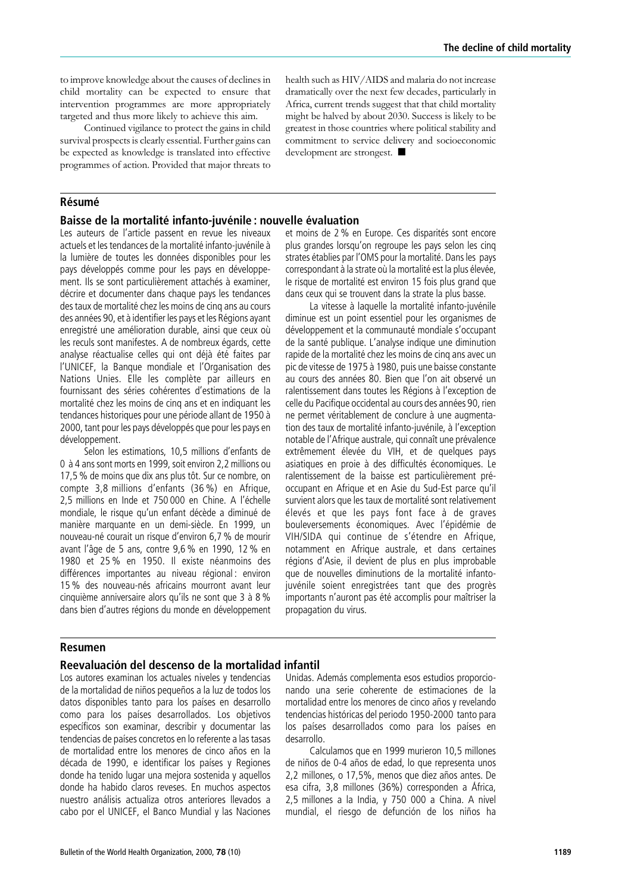to improve knowledge about the causes of declines in child mortality can be expected to ensure that intervention programmes are more appropriately targeted and thus more likely to achieve this aim.

Continued vigilance to protect the gains in child survival prospects is clearly essential. Further gains can be expected as knowledge is translated into effective programmes of action. Provided that major threats to health such as HIV/AIDS and malaria do not increase dramatically over the next few decades, particularly in Africa, current trends suggest that that child mortality might be halved by about 2030. Success is likely to be greatest in those countries where political stability and commitment to service delivery and socioeconomic development are strongest. ■

## Résumé

### Baisse de la mortalité infanto-juvénile : nouvelle évaluation

Les auteurs de l'article passent en revue les niveaux actuels et les tendances de la mortalité infanto-juvénile à la lumière de toutes les données disponibles pour les pays développés comme pour les pays en développement. Ils se sont particulièrement attachés à examiner, décrire et documenter dans chaque pays les tendances des taux de mortalité chez les moins de cinq ans au cours des années 90, et à identifier les pays et les Régions ayant enregistré une amélioration durable, ainsi que ceux où les reculs sont manifestes. A de nombreux égards, cette analyse réactualise celles qui ont déjà été faites par l'UNICEF, la Banque mondiale et l'Organisation des Nations Unies. Elle les complète par ailleurs en fournissant des séries cohérentes d'estimations de la mortalité chez les moins de cinq ans et en indiquant les tendances historiques pour une période allant de 1950 à 2000, tant pour les pays développés que pour les pays en développement.

Selon les estimations, 10,5 millions d'enfants de 0 à 4 ans sont morts en 1999, soit environ 2,2 millions ou 17,5 % de moins que dix ans plus tôt. Sur ce nombre, on compte 3,8 millions d'enfants (36 %) en Afrique, 2,5 millions en Inde et 750 000 en Chine. A l'échelle mondiale, le risque qu'un enfant décède a diminué de manière marquante en un demi-siècle. En 1999, un nouveau-né courait un risque d'environ 6,7 % de mourir avant l'âge de 5 ans, contre 9,6 % en 1990, 12 % en 1980 et 25 % en 1950. Il existe néanmoins des différences importantes au niveau régional : environ 15 % des nouveau-nés africains mourront avant leur cinquième anniversaire alors qu'ils ne sont que 3 à 8 % dans bien d'autres régions du monde en développement et moins de 2 % en Europe. Ces disparités sont encore plus grandes lorsqu'on regroupe les pays selon les cinq strates établies par l'OMS pour la mortalité. Dans les pays correspondant à la strate où la mortalité est la plus élevée, le risque de mortalité est environ 15 fois plus grand que dans ceux qui se trouvent dans la strate la plus basse.

La vitesse à laquelle la mortalité infanto-juvénile diminue est un point essentiel pour les organismes de développement et la communauté mondiale s'occupant de la santé publique. L'analyse indique une diminution rapide de la mortalité chez les moins de cinq ans avec un pic de vitesse de 1975 à 1980, puis une baisse constante au cours des années 80. Bien que l'on ait observé un ralentissement dans toutes les Régions à l'exception de celle du Pacifique occidental au cours des années 90, rien ne permet véritablement de conclure à une augmentation des taux de mortalité infanto-juvénile, à l'exception notable de l'Afrique australe, qui connaît une prévalence extrêmement élevée du VIH, et de quelques pays asiatiques en proie à des difficultés économiques. Le ralentissement de la baisse est particulièrement préoccupant en Afrique et en Asie du Sud-Est parce qu'il survient alors que les taux de mortalité sont relativement élevés et que les pays font face à de graves bouleversements économiques. Avec l'épidémie de VIH/SIDA qui continue de s'étendre en Afrique, notamment en Afrique australe, et dans certaines régions d'Asie, il devient de plus en plus improbable que de nouvelles diminutions de la mortalité infanto-juvénile soient enregistrées tant que des progrès importants n'auront pas été accomplis pour maîtriser la propagation du virus.

## Resumen

### Reevaluación del descenso de la mortalidad infantil

Los autores examinan los actuales niveles y tendencias de la mortalidad de niños pequeños a la luz de todos los datos disponibles tanto para los países en desarrollo como para los países desarrollados. Los objetivos específicos son examinar, describir y documentar las tendencias de países concretos en lo referente a las tasas de mortalidad entre los menores de cinco años en la década de 1990, e identificar los países y Regiones donde ha tenido lugar una mejora sostenida y aquellos donde ha habido claros reveses. En muchos aspectos nuestro análisis actualiza otros anteriores llevados a cabo por el UNICEF, el Banco Mundial y las Naciones Unidas. Además complementa esos estudios proporcionando una serie coherente de estimaciones de la mortalidad entre los menores de cinco años y revelando tendencias históricas del periodo 1950-2000 tanto para los países desarrollados como para los países en desarrollo.

Calculamos que en 1999 murieron 10,5 millones de niños de 0-4 años de edad, lo que representa unos 2,2 millones, o 17,5%, menos que diez años antes. De esa cifra, 3,8 millones (36%) corresponden a África, 2,5 millones a la India, y 750 000 a China. A nivel mundial, el riesgo de defunción de los niños ha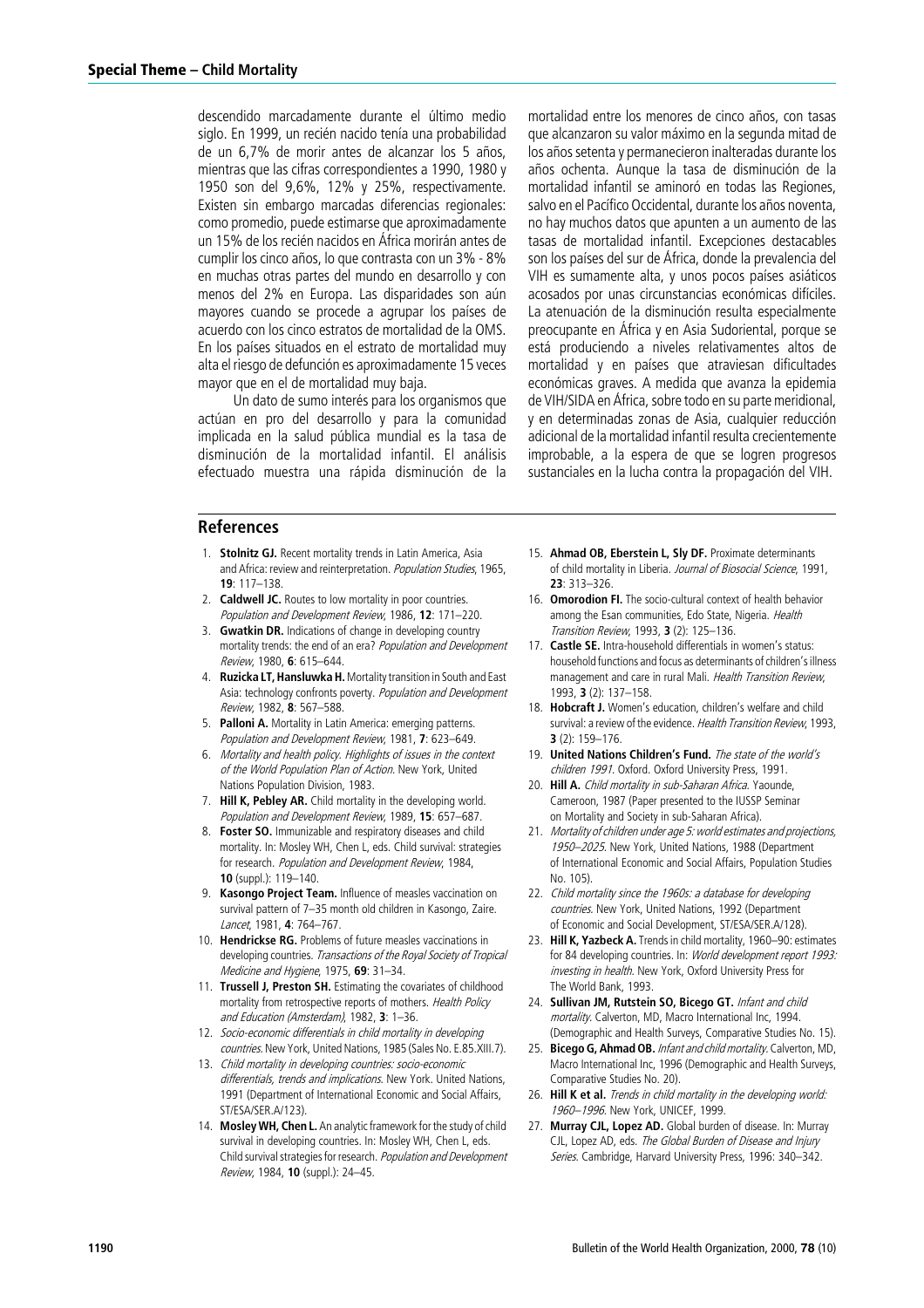descendido marcadamente durante el último medio siglo. En 1999, un recién nacido tenía una probabilidad de un 6,7% de morir antes de alcanzar los 5 años, mientras que las cifras correspondientes a 1990, 1980 y 1950 son del 9,6%, 12% y 25%, respectivamente. Existen sin embargo marcadas diferencias regionales: como promedio, puede estimarse que aproximadamente un 15% de los recién nacidos en África morirán antes de cumplir los cinco años, lo que contrasta con un 3% - 8% en muchas otras partes del mundo en desarrollo y con menos del 2% en Europa. Las disparidades son aún mayores cuando se procede a agrupar los países de acuerdo con los cinco estratos de mortalidad de la OMS. En los países situados en el estrato de mortalidad muy alta el riesgo de defunción es aproximadamente 15 veces mayor que en el de mortalidad muy baja.

Un dato de sumo interés para los organismos que actúan en pro del desarrollo y para la comunidad implicada en la salud pública mundial es la tasa de disminución de la mortalidad infantil. El análisis efectuado muestra una rápida disminución de la mortalidad entre los menores de cinco años, con tasas que alcanzaron su valor máximo en la segunda mitad de los años setenta y permanecieron inalteradas durante los años ochenta. Aunque la tasa de disminución de la mortalidad infantil se aminoró en todas las Regiones, salvo en el Pacífico Occidental, durante los años noventa, no hay muchos datos que apunten a un aumento de las tasas de mortalidad infantil. Excepciones destacables son los países del sur de África, donde la prevalencia del VIH es sumamente alta, y unos pocos países asiáticos acosados por unas circunstancias económicas difíciles. La atenuación de la disminución resulta especialmente preocupante en África y en Asia Sudoriental, porque se está produciendo a niveles relativamentes altos de mortalidad y en países que atraviesan dificultades económicas graves. A medida que avanza la epidemia de VIH/SIDA en África, sobre todo en su parte meridional, y en determinadas zonas de Asia, cualquier reducción adicional de la mortalidad infantil resulta crecientemente improbable, a la espera de que se logren progresos sustanciales en la lucha contra la propagación del VIH.

## References

1. **Stolnitz GJ.** Recent mortality trends in Latin America, Asia and Africa: review and reinterpretation. *Population Studies*, 1965, **19**: 117–138.
2. **Caldwell JC.** Routes to low mortality in poor countries. *Population and Development Review*, 1986, **12**: 171–220.
3. **Gwatkin DR.** Indications of change in developing country mortality trends: the end of an era? *Population and Development Review*, 1980, **6**: 615–644.
4. **Ruzicka LT, Hansluwka H.** Mortality transition in South and East Asia: technology confronts poverty. *Population and Development Review*, 1982, **8**: 567–588.
5. **Palloni A.** Mortality in Latin America: emerging patterns. *Population and Development Review*, 1981, **7**: 623–649.
6. *Mortality and health policy. Highlights of issues in the context of the World Population Plan of Action*. New York, United Nations Population Division, 1983.
7. **Hill K, Pebley AR.** Child mortality in the developing world. *Population and Development Review*, 1989, **15**: 657–687.
8. **Foster SO.** Immunizable and respiratory diseases and child mortality. In: Mosley WH, Chen L, eds. Child survival: strategies for research. *Population and Development Review*, 1984, **10** (suppl.): 119–140.
9. **Kasongo Project Team.** Influence of measles vaccination on survival pattern of 7–35 month old children in Kasongo, Zaire. *Lancet*, 1981, **4**: 764–767.
10. **Hendrickse RG.** Problems of future measles vaccinations in developing countries. *Transactions of the Royal Society of Tropical Medicine and Hygiene*, 1975, **69**: 31–34.
11. **Trussell J, Preston SH.** Estimating the covariates of childhood mortality from retrospective reports of mothers. *Health Policy and Education (Amsterdam)*, 1982, **3**: 1–36.
12. *Socio-economic differentials in child mortality in developing countries*. New York, United Nations, 1985 (Sales No. E.85.XIII.7).
13. *Child mortality in developing countries: socio-economic differentials, trends and implications*. New York. United Nations, 1991 (Department of International Economic and Social Affairs, ST/ESA/SER.A/123).
14. **Mosley WH, Chen L.** An analytic framework for the study of child survival in developing countries. In: Mosley WH, Chen L, eds. Child survival strategies for research. *Population and Development Review*, 1984, **10** (suppl.): 24–45.
15. **Ahmad OB, Eberstein L, Sly DF.** Proximate determinants of child mortality in Liberia. *Journal of Biosocial Science*, 1991, **23**: 313–326.
16. **Omorodion FI.** The socio-cultural context of health behavior among the Esan communities, Edo State, Nigeria. *Health Transition Review*, 1993, **3** (2): 125–136.
17. **Castle SE.** Intra-household differentials in women's status: household functions and focus as determinants of children's illness management and care in rural Mali. *Health Transition Review*, 1993, **3** (2): 137–158.
18. **Hobcraft J.** Women's education, children's welfare and child survival: a review of the evidence. *Health Transition Review*, 1993, **3** (2): 159–176.
19. **United Nations Children's Fund.** *The state of the world's children 1991*. Oxford. Oxford University Press, 1991.
20. **Hill A.** *Child mortality in sub-Saharan Africa*. Yaounde, Cameroon, 1987 (Paper presented to the IUSSP Seminar on Mortality and Society in sub-Saharan Africa).
21. *Mortality of children under age 5: world estimates and projections, 1950–2025*. New York, United Nations, 1988 (Department of International Economic and Social Affairs, Population Studies No. 105).
22. *Child mortality since the 1960s: a database for developing countries*. New York, United Nations, 1992 (Department of Economic and Social Development, ST/ESA/SER.A/128).
23. **Hill K, Yazbeck A.** Trends in child mortality, 1960–90: estimates for 84 developing countries. In: *World development report 1993: investing in health*. New York, Oxford University Press for The World Bank, 1993.
24. **Sullivan JM, Rutstein SO, Bicego GT.** *Infant and child mortality*. Calverton, MD, Macro International Inc, 1994. (Demographic and Health Surveys, Comparative Studies No. 15).
25. **Bicego G, Ahmad OB.** *Infant and child mortality*. Calverton, MD, Macro International Inc, 1996 (Demographic and Health Surveys, Comparative Studies No. 20).
26. **Hill K et al.** *Trends in child mortality in the developing world: 1960–1996*. New York, UNICEF, 1999.
27. **Murray CJL, Lopez AD.** Global burden of disease. In: Murray CJL, Lopez AD, eds. *The Global Burden of Disease and Injury Series*. Cambridge, Harvard University Press, 1996: 340–342.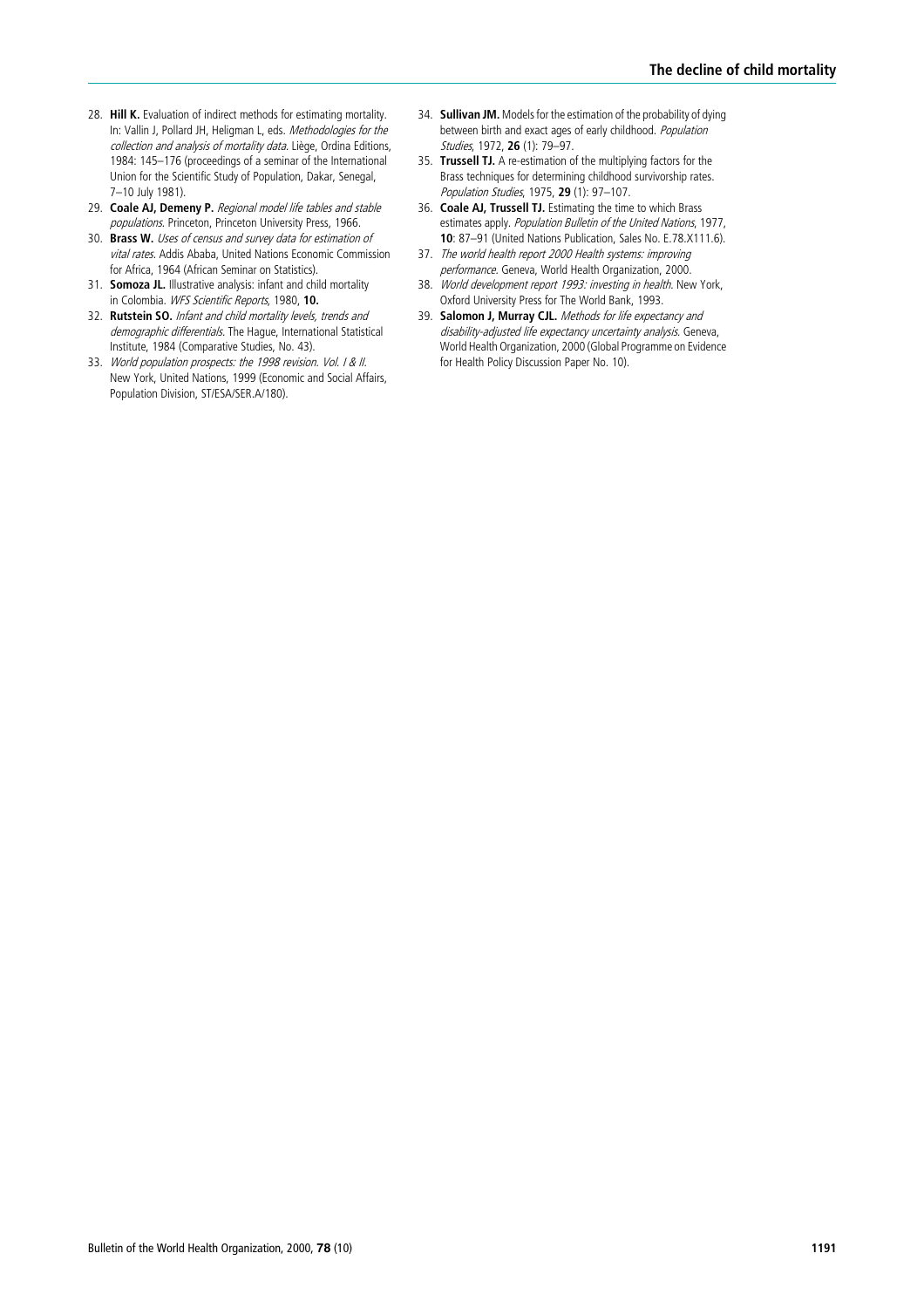28. **Hill K.** Evaluation of indirect methods for estimating mortality. In: Vallin J, Pollard JH, Heligman L, eds. *Methodologies for the collection and analysis of mortality data*. Liège, Ordina Editions, 1984: 145–176 (proceedings of a seminar of the International Union for the Scientific Study of Population, Dakar, Senegal, 7–10 July 1981).
29. **Coale AJ, Demeny P.** *Regional model life tables and stable populations*. Princeton, Princeton University Press, 1966.
30. **Brass W.** *Uses of census and survey data for estimation of vital rates*. Addis Ababa, United Nations Economic Commission for Africa, 1964 (African Seminar on Statistics).
31. **Somoza JL.** Illustrative analysis: infant and child mortality in Colombia. *WFS Scientific Reports*, 1980, **10.**
32. **Rutstein SO.** *Infant and child mortality levels, trends and demographic differentials*. The Hague, International Statistical Institute, 1984 (Comparative Studies, No. 43).
33. *World population prospects: the 1998 revision. Vol. I & II*. New York, United Nations, 1999 (Economic and Social Affairs, Population Division, ST/ESA/SER.A/180).
34. **Sullivan JM.** Models for the estimation of the probability of dying between birth and exact ages of early childhood. *Population Studies*, 1972, **26** (1): 79–97.
35. **Trussell TJ.** A re-estimation of the multiplying factors for the Brass techniques for determining childhood survivorship rates. *Population Studies*, 1975, **29** (1): 97–107.
36. **Coale AJ, Trussell TJ.** Estimating the time to which Brass estimates apply. *Population Bulletin of the United Nations*, 1977, **10**: 87–91 (United Nations Publication, Sales No. E.78.X111.6).
37. *The world health report 2000 Health systems: improving performance*. Geneva, World Health Organization, 2000.
38. *World development report 1993: investing in health*. New York, Oxford University Press for The World Bank, 1993.
39. **Salomon J, Murray CJL.** *Methods for life expectancy and disability-adjusted life expectancy uncertainty analysis*. Geneva, World Health Organization, 2000 (Global Programme on Evidence for Health Policy Discussion Paper No. 10).